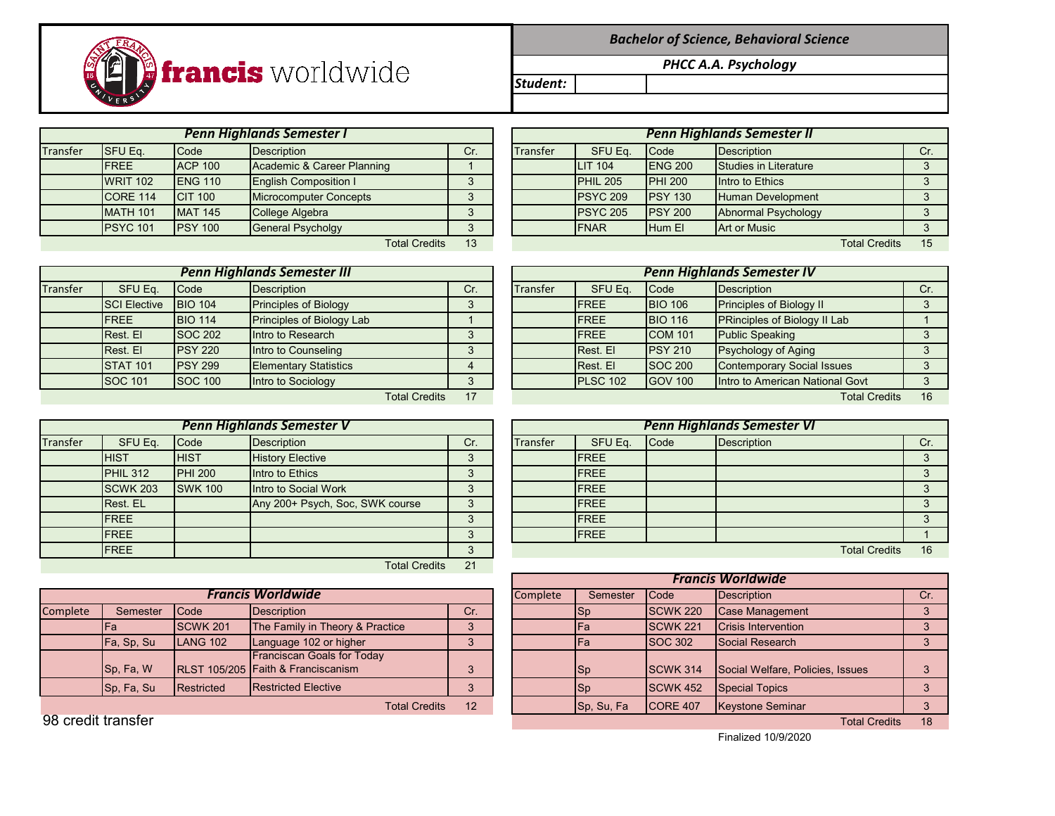francis worldwide

**Bachelor of Science, Behavioral Science**

**PHCC A.A. Psychology**

**Student:**

### Penn Highlands Semester I

| Transfer | SFU Eq. | Code | Description | Cr. |
|---|---|---|---|---|
| | FREE | ACP 100 | Academic & Career Planning | 1 |
| | WRIT 102 | ENG 110 | English Composition I | 3 |
| | CORE 114 | CIT 100 | Microcomputer Concepts | 3 |
| | MATH 101 | MAT 145 | College Algebra | 3 |
| | PSYC 101 | PSY 100 | General Psycholgy | 3 |
| | | | Total Credits | 13 |

### Penn Highlands Semester II

| Transfer | SFU Eq. | Code | Description | Cr. |
|---|---|---|---|---|
| | LIT 104 | ENG 200 | Studies in Literature | 3 |
| | PHIL 205 | PHI 200 | Intro to Ethics | 3 |
| | PSYC 209 | PSY 130 | Human Development | 3 |
| | PSYC 205 | PSY 200 | Abnormal Psychology | 3 |
| | FNAR | Hum El | Art or Music | 3 |
| | | | Total Credits | 15 |

### Penn Highlands Semester III

| Transfer | SFU Eq. | Code | Description | Cr. |
|---|---|---|---|---|
| | SCI Elective | BIO 104 | Principles of Biology | 3 |
| | FREE | BIO 114 | Principles of Biology Lab | 1 |
| | Rest. El | SOC 202 | Intro to Research | 3 |
| | Rest. El | PSY 220 | Intro to Counseling | 3 |
| | STAT 101 | PSY 299 | Elementary Statistics | 4 |
| | SOC 101 | SOC 100 | Intro to Sociology | 3 |
| | | | Total Credits | 17 |

### Penn Highlands Semester IV

| Transfer | SFU Eq. | Code | Description | Cr. |
|---|---|---|---|---|
| | FREE | BIO 106 | Principles of Biology II | 3 |
| | FREE | BIO 116 | PRinciples of Biology II Lab | 1 |
| | FREE | COM 101 | Public Speaking | 3 |
| | Rest. El | PSY 210 | Psychology of Aging | 3 |
| | Rest. El | SOC 200 | Contemporary Social Issues | 3 |
| | PLSC 102 | GOV 100 | Intro to American National Govt | 3 |
| | | | Total Credits | 16 |

### Penn Highlands Semester V

| Transfer | SFU Eq. | Code | Description | Cr. |
|---|---|---|---|---|
| | HIST | HIST | History Elective | 3 |
| | PHIL 312 | PHI 200 | Intro to Ethics | 3 |
| | SCWK 203 | SWK 100 | Intro to Social Work | 3 |
| | Rest. EL | | Any 200+ Psych, Soc, SWK course | 3 |
| | FREE | | | 3 |
| | FREE | | | 3 |
| | FREE | | | 3 |
| | | | Total Credits | 21 |

### Penn Highlands Semester VI

| Transfer | SFU Eq. | Code | Description | Cr. |
|---|---|---|---|---|
| | FREE | | | 3 |
| | FREE | | | 3 |
| | FREE | | | 3 |
| | FREE | | | 3 |
| | FREE | | | 3 |
| | FREE | | | 1 |
| | | | Total Credits | 16 |

### Francis Worldwide

| Complete | Semester | Code | Description | Cr. |
|---|---|---|---|---|
| | Fa | SCWK 201 | The Family in Theory & Practice | 3 |
| | Fa, Sp, Su | LANG 102 | Language 102 or higher | 3 |
| | Sp, Fa, W | RLST 105/205 | Franciscan Goals for Today Faith & Franciscanism | 3 |
| | Sp, Fa, Su | Restricted | Restricted Elective | 3 |
| | | | Total Credits | 12 |

98 credit transfer

### Francis Worldwide

| Complete | Semester | Code | Description | Cr. |
|---|---|---|---|---|
| | Sp | SCWK 220 | Case Management | 3 |
| | Fa | SCWK 221 | Crisis Intervention | 3 |
| | Fa | SOC 302 | Social Research | 3 |
| | Sp | SCWK 314 | Social Welfare, Policies, Issues | 3 |
| | Sp | SCWK 452 | Special Topics | 3 |
| | Sp, Su, Fa | CORE 407 | Keystone Seminar | 3 |
| | | | Total Credits | 18 |

Finalized 10/9/2020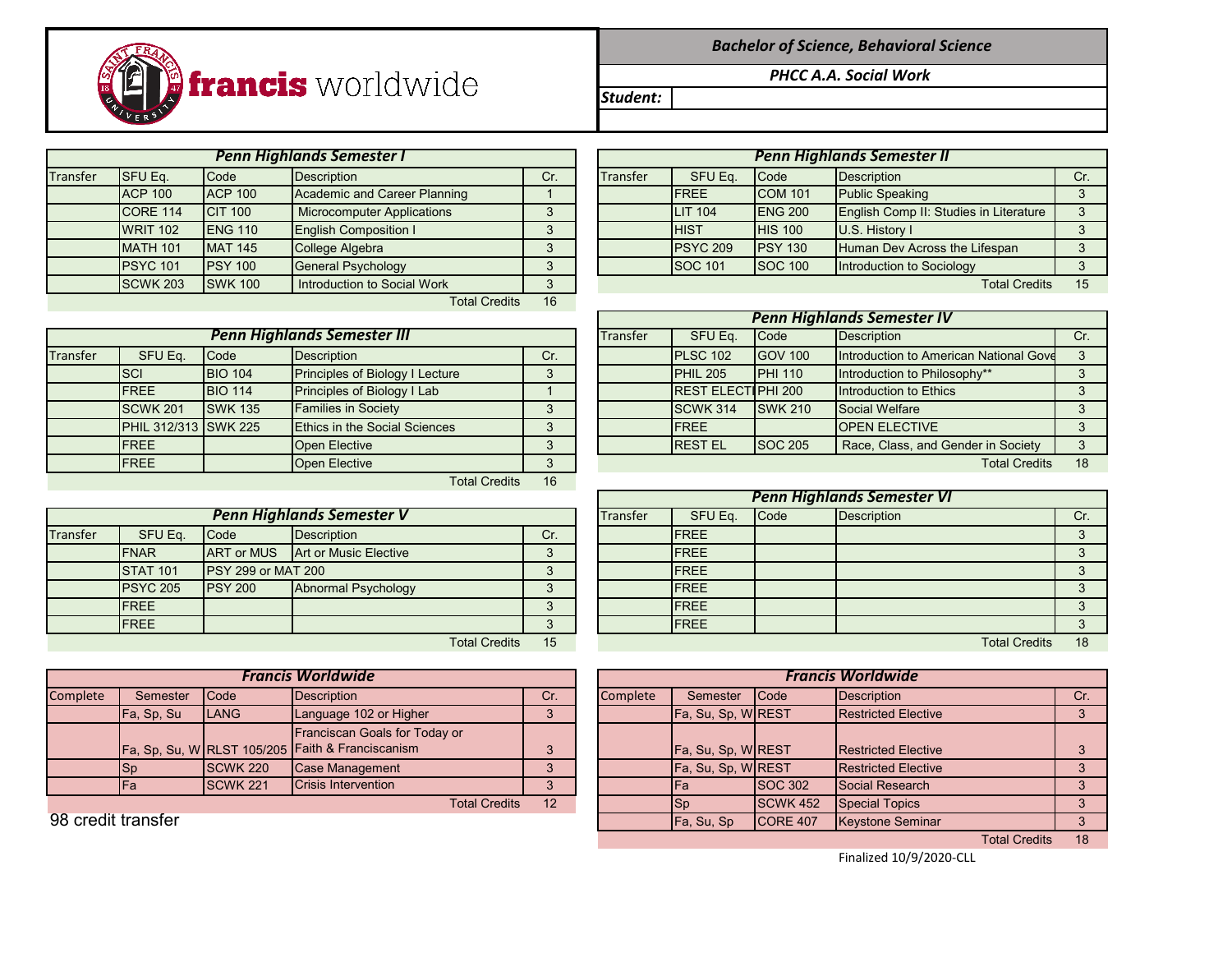**francis worldwide**

***Bachelor of Science, Behavioral Science***

***PHCC A.A. Social Work***

***Student:***

| ***Penn Highlands Semester I*** | | | | |
|---|---|---|---|---|
| Transfer | SFU Eq. | Code | Description | Cr. |
| | ACP 100 | ACP 100 | Academic and Career Planning | 1 |
| | CORE 114 | CIT 100 | Microcomputer Applications | 3 |
| | WRIT 102 | ENG 110 | English Composition I | 3 |
| | MATH 101 | MAT 145 | College Algebra | 3 |
| | PSYC 101 | PSY 100 | General Psychology | 3 |
| | SCWK 203 | SWK 100 | Introduction to Social Work | 3 |
| | | | Total Credits | 16 |

| ***Penn Highlands Semester II*** | | | | |
|---|---|---|---|---|
| Transfer | SFU Eq. | Code | Description | Cr. |
| | FREE | COM 101 | Public Speaking | 3 |
| | LIT 104 | ENG 200 | English Comp II: Studies in Literature | 3 |
| | HIST | HIS 100 | U.S. History I | 3 |
| | PSYC 209 | PSY 130 | Human Dev Across the Lifespan | 3 |
| | SOC 101 | SOC 100 | Introduction to Sociology | 3 |
| | | | Total Credits | 15 |

| ***Penn Highlands Semester III*** | | | | |
|---|---|---|---|---|
| Transfer | SFU Eq. | Code | Description | Cr. |
| | SCI | BIO 104 | Principles of Biology I Lecture | 3 |
| | FREE | BIO 114 | Principles of Biology I Lab | 1 |
| | SCWK 201 | SWK 135 | Families in Society | 3 |
| | PHIL 312/313 | SWK 225 | Ethics in the Social Sciences | 3 |
| | FREE | | Open Elective | 3 |
| | FREE | | Open Elective | 3 |
| | | | Total Credits | 16 |

| ***Penn Highlands Semester IV*** | | | | |
|---|---|---|---|---|
| Transfer | SFU Eq. | Code | Description | Cr. |
| | PLSC 102 | GOV 100 | Introduction to American National Gove | 3 |
| | PHIL 205 | PHI 110 | Introduction to Philosophy** | 3 |
| | REST ELECTI | PHI 200 | Introduction to Ethics | 3 |
| | SCWK 314 | SWK 210 | Social Welfare | 3 |
| | FREE | | OPEN ELECTIVE | 3 |
| | REST EL | SOC 205 | Race, Class, and Gender in Society | 3 |
| | | | Total Credits | 18 |

| ***Penn Highlands Semester V*** | | | | |
|---|---|---|---|---|
| Transfer | SFU Eq. | Code | Description | Cr. |
| | FNAR | ART or MUS | Art or Music Elective | 3 |
| | STAT 101 | PSY 299 or MAT 200 | | 3 |
| | PSYC 205 | PSY 200 | Abnormal Psychology | 3 |
| | FREE | | | 3 |
| | FREE | | | 3 |
| | | | Total Credits | 15 |

| ***Penn Highlands Semester VI*** | | | | |
|---|---|---|---|---|
| Transfer | SFU Eq. | Code | Description | Cr. |
| | FREE | | | 3 |
| | FREE | | | 3 |
| | FREE | | | 3 |
| | FREE | | | 3 |
| | FREE | | | 3 |
| | FREE | | | 3 |
| | | | Total Credits | 18 |

| ***Francis Worldwide*** | | | | |
|---|---|---|---|---|
| Complete | Semester | Code | Description | Cr. |
| | Fa, Sp, Su | LANG | Language 102 or Higher | 3 |
| | Fa, Sp, Su, W | RLST 105/205 | Franciscan Goals for Today or Faith & Franciscanism | 3 |
| | Sp | SCWK 220 | Case Management | 3 |
| | Fa | SCWK 221 | Crisis Intervention | 3 |
| | | | Total Credits | 12 |

98 credit transfer

| ***Francis Worldwide*** | | | | |
|---|---|---|---|---|
| Complete | Semester | Code | Description | Cr. |
| | Fa, Su, Sp, W | REST | Restricted Elective | 3 |
| | Fa, Su, Sp, W | REST | Restricted Elective | 3 |
| | Fa, Su, Sp, W | REST | Restricted Elective | 3 |
| | Fa | SOC 302 | Social Research | 3 |
| | Sp | SCWK 452 | Special Topics | 3 |
| | Fa, Su, Sp | CORE 407 | Keystone Seminar | 3 |
| | | | Total Credits | 18 |

Finalized 10/9/2020-CLL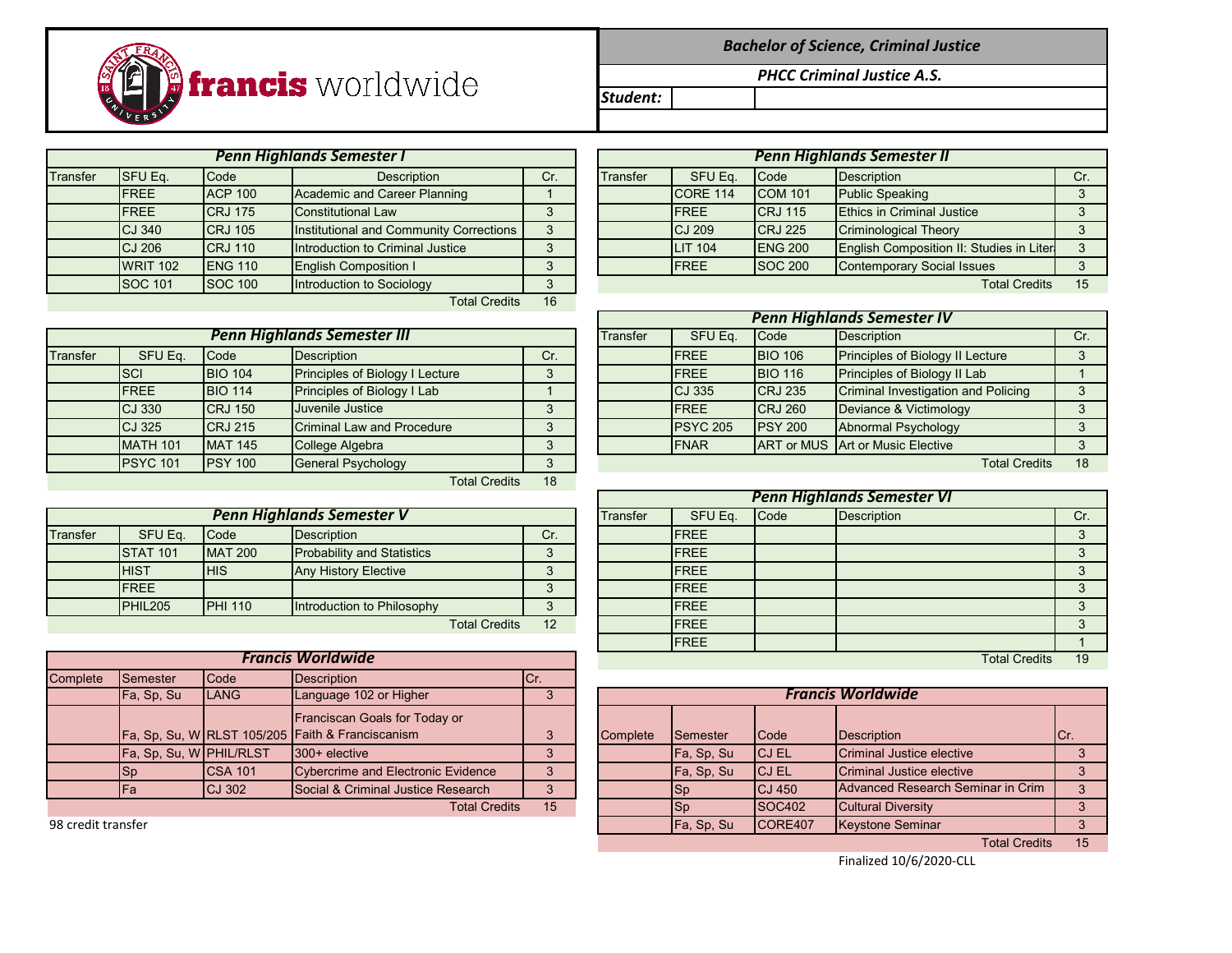francis worldwide

**Bachelor of Science, Criminal Justice**

**PHCC Criminal Justice A.S.**

**Student:**

### Penn Highlands Semester I

| Transfer | SFU Eq. | Code | Description | Cr. |
|---|---|---|---|---|
| | FREE | ACP 100 | Academic and Career Planning | 1 |
| | FREE | CRJ 175 | Constitutional Law | 3 |
| | CJ 340 | CRJ 105 | Institutional and Community Corrections | 3 |
| | CJ 206 | CRJ 110 | Introduction to Criminal Justice | 3 |
| | WRIT 102 | ENG 110 | English Composition I | 3 |
| | SOC 101 | SOC 100 | Introduction to Sociology | 3 |
| | | | Total Credits | 16 |

### Penn Highlands Semester II

| Transfer | SFU Eq. | Code | Description | Cr. |
|---|---|---|---|---|
| | CORE 114 | COM 101 | Public Speaking | 3 |
| | FREE | CRJ 115 | Ethics in Criminal Justice | 3 |
| | CJ 209 | CRJ 225 | Criminological Theory | 3 |
| | LIT 104 | ENG 200 | English Composition II: Studies in Liter | 3 |
| | FREE | SOC 200 | Contemporary Social Issues | 3 |
| | | | Total Credits | 15 |

### Penn Highlands Semester III

| Transfer | SFU Eq. | Code | Description | Cr. |
|---|---|---|---|---|
| | SCI | BIO 104 | Principles of Biology I Lecture | 3 |
| | FREE | BIO 114 | Principles of Biology I Lab | 1 |
| | CJ 330 | CRJ 150 | Juvenile Justice | 3 |
| | CJ 325 | CRJ 215 | Criminal Law and Procedure | 3 |
| | MATH 101 | MAT 145 | College Algebra | 3 |
| | PSYC 101 | PSY 100 | General Psychology | 3 |
| | | | Total Credits | 18 |

### Penn Highlands Semester IV

| Transfer | SFU Eq. | Code | Description | Cr. |
|---|---|---|---|---|
| | FREE | BIO 106 | Principles of Biology II Lecture | 3 |
| | FREE | BIO 116 | Principles of Biology II Lab | 1 |
| | CJ 335 | CRJ 235 | Criminal Investigation and Policing | 3 |
| | FREE | CRJ 260 | Deviance & Victimology | 3 |
| | PSYC 205 | PSY 200 | Abnormal Psychology | 3 |
| | FNAR | ART or MUS | Art or Music Elective | 3 |
| | | | Total Credits | 18 |

### Penn Highlands Semester V

| Transfer | SFU Eq. | Code | Description | Cr. |
|---|---|---|---|---|
| | STAT 101 | MAT 200 | Probability and Statistics | 3 |
| | HIST | HIS | Any History Elective | 3 |
| | FREE | | | 3 |
| | PHIL205 | PHI 110 | Introduction to Philosophy | 3 |
| | | | Total Credits | 12 |

### Penn Highlands Semester VI

| Transfer | SFU Eq. | Code | Description | Cr. |
|---|---|---|---|---|
| | FREE | | | 3 |
| | FREE | | | 3 |
| | FREE | | | 3 |
| | FREE | | | 3 |
| | FREE | | | 3 |
| | FREE | | | 3 |
| | FREE | | | 1 |
| | | | Total Credits | 19 |

### Francis Worldwide

| Complete | Semester | Code | Description | Cr. |
|---|---|---|---|---|
| | Fa, Sp, Su | LANG | Language 102 or Higher | 3 |
| | Fa, Sp, Su, W | RLST 105/205 | Franciscan Goals for Today or Faith & Franciscanism | 3 |
| | Fa, Sp, Su, W | PHIL/RLST | 300+ elective | 3 |
| | Sp | CSA 101 | Cybercrime and Electronic Evidence | 3 |
| | Fa | CJ 302 | Social & Criminal Justice Research | 3 |
| | | | Total Credits | 15 |

98 credit transfer

### Francis Worldwide

| Complete | Semester | Code | Description | Cr. |
|---|---|---|---|---|
| | Fa, Sp, Su | CJ EL | Criminal Justice elective | 3 |
| | Fa, Sp, Su | CJ EL | Criminal Justice elective | 3 |
| | Sp | CJ 450 | Advanced Research Seminar in Crim | 3 |
| | Sp | SOC402 | Cultural Diversity | 3 |
| | Fa, Sp, Su | CORE407 | Keystone Seminar | 3 |
| | | | Total Credits | 15 |

Finalized 10/6/2020-CLL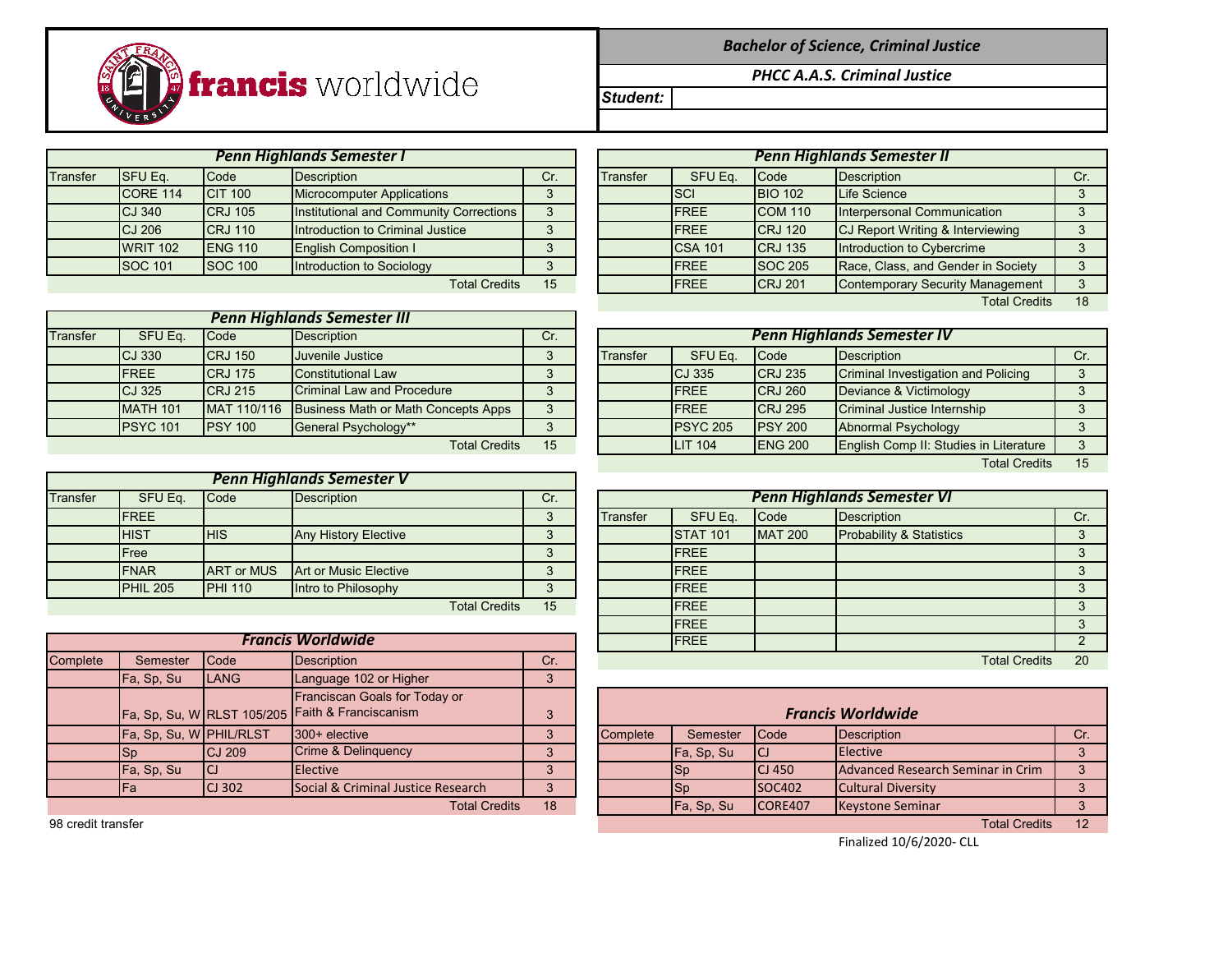francis worldwide

**Bachelor of Science, Criminal Justice**

**PHCC A.A.S. Criminal Justice**

**Student:**

| Penn Highlands Semester I | | | | |
|---|---|---|---|---|
| Transfer | SFU Eq. | Code | Description | Cr. |
| | CORE 114 | CIT 100 | Microcomputer Applications | 3 |
| | CJ 340 | CRJ 105 | Institutional and Community Corrections | 3 |
| | CJ 206 | CRJ 110 | Introduction to Criminal Justice | 3 |
| | WRIT 102 | ENG 110 | English Composition I | 3 |
| | SOC 101 | SOC 100 | Introduction to Sociology | 3 |
| | | | Total Credits | 15 |

| Penn Highlands Semester II | | | | |
|---|---|---|---|---|
| Transfer | SFU Eq. | Code | Description | Cr. |
| | SCI | BIO 102 | Life Science | 3 |
| | FREE | COM 110 | Interpersonal Communication | 3 |
| | FREE | CRJ 120 | CJ Report Writing & Interviewing | 3 |
| | CSA 101 | CRJ 135 | Introduction to Cybercrime | 3 |
| | FREE | SOC 205 | Race, Class, and Gender in Society | 3 |
| | FREE | CRJ 201 | Contemporary Security Management | 3 |
| | | | Total Credits | 18 |

| Penn Highlands Semester III | | | | |
|---|---|---|---|---|
| Transfer | SFU Eq. | Code | Description | Cr. |
| | CJ 330 | CRJ 150 | Juvenile Justice | 3 |
| | FREE | CRJ 175 | Constitutional Law | 3 |
| | CJ 325 | CRJ 215 | Criminal Law and Procedure | 3 |
| | MATH 101 | MAT 110/116 | Business Math or Math Concepts Apps | 3 |
| | PSYC 101 | PSY 100 | General Psychology** | 3 |
| | | | Total Credits | 15 |

| Penn Highlands Semester IV | | | | |
|---|---|---|---|---|
| Transfer | SFU Eq. | Code | Description | Cr. |
| | CJ 335 | CRJ 235 | Criminal Investigation and Policing | 3 |
| | FREE | CRJ 260 | Deviance & Victimology | 3 |
| | FREE | CRJ 295 | Criminal Justice Internship | 3 |
| | PSYC 205 | PSY 200 | Abnormal Psychology | 3 |
| | LIT 104 | ENG 200 | English Comp II: Studies in Literature | 3 |
| | | | Total Credits | 15 |

| Penn Highlands Semester V | | | | |
|---|---|---|---|---|
| Transfer | SFU Eq. | Code | Description | Cr. |
| | FREE | | | 3 |
| | HIST | HIS | Any History Elective | 3 |
| | Free | | | 3 |
| | FNAR | ART or MUS | Art or Music Elective | 3 |
| | PHIL 205 | PHI 110 | Intro to Philosophy | 3 |
| | | | Total Credits | 15 |

| Penn Highlands Semester VI | | | | |
|---|---|---|---|---|
| Transfer | SFU Eq. | Code | Description | Cr. |
| | STAT 101 | MAT 200 | Probability & Statistics | 3 |
| | FREE | | | 3 |
| | FREE | | | 3 |
| | FREE | | | 3 |
| | FREE | | | 3 |
| | FREE | | | 3 |
| | FREE | | | 2 |
| | | | Total Credits | 20 |

| Francis Worldwide | | | | |
|---|---|---|---|---|
| Complete | Semester | Code | Description | Cr. |
| | Fa, Sp, Su | LANG | Language 102 or Higher | 3 |
| | Fa, Sp, Su, W | RLST 105/205 | Franciscan Goals for Today or Faith & Franciscanism | 3 |
| | Fa, Sp, Su, W | PHIL/RLST | 300+ elective | 3 |
| | Sp | CJ 209 | Crime & Delinquency | 3 |
| | Fa, Sp, Su | CJ | Elective | 3 |
| | Fa | CJ 302 | Social & Criminal Justice Research | 3 |
| | | | Total Credits | 18 |

98 credit transfer

| Francis Worldwide | | | | |
|---|---|---|---|---|
| Complete | Semester | Code | Description | Cr. |
| | Fa, Sp, Su | CJ | Elective | 3 |
| | Sp | CJ 450 | Advanced Research Seminar in Crim | 3 |
| | Sp | SOC402 | Cultural Diversity | 3 |
| | Fa, Sp, Su | CORE407 | Keystone Seminar | 3 |
| | | | Total Credits | 12 |

Finalized 10/6/2020- CLL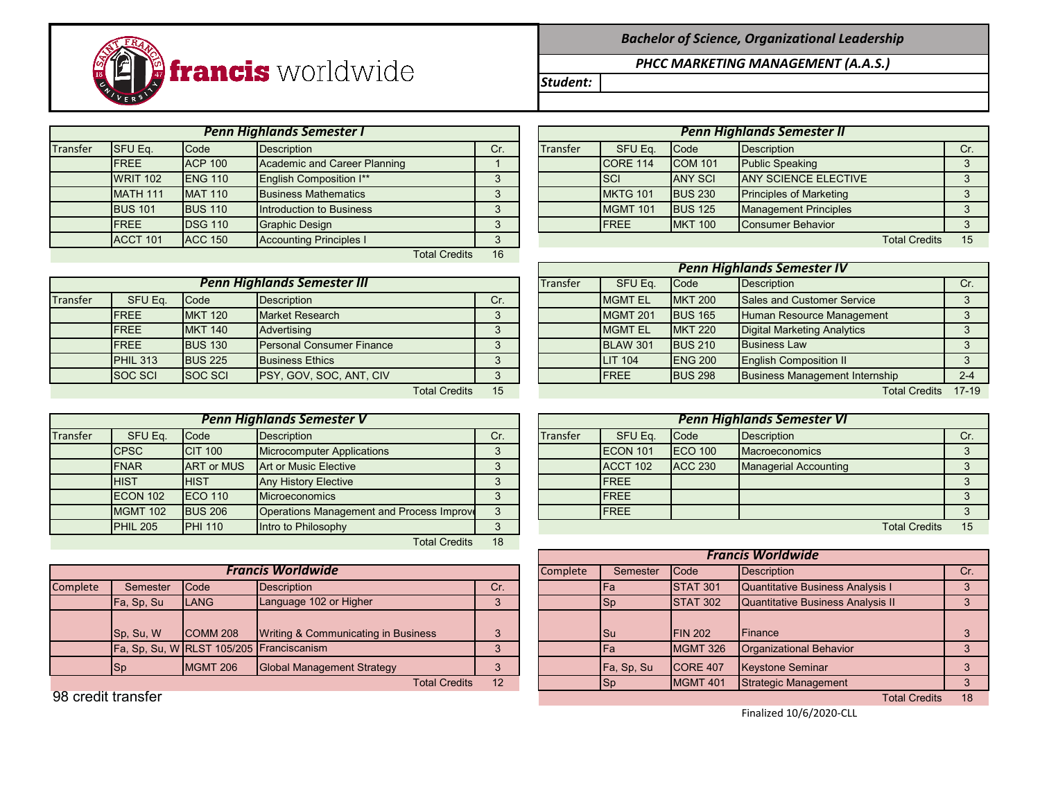francis worldwide

**Bachelor of Science, Organizational Leadership**

**PHCC MARKETING MANAGEMENT (A.A.S.)**

**Student:**

### Penn Highlands Semester I

| Transfer | SFU Eq. | Code | Description | Cr. |
|---|---|---|---|---|
| | FREE | ACP 100 | Academic and Career Planning | 1 |
| | WRIT 102 | ENG 110 | English Composition I** | 3 |
| | MATH 111 | MAT 110 | Business Mathematics | 3 |
| | BUS 101 | BUS 110 | Introduction to Business | 3 |
| | FREE | DSG 110 | Graphic Design | 3 |
| | ACCT 101 | ACC 150 | Accounting Principles I | 3 |
| | | | Total Credits | 16 |

### Penn Highlands Semester II

| Transfer | SFU Eq. | Code | Description | Cr. |
|---|---|---|---|---|
| | CORE 114 | COM 101 | Public Speaking | 3 |
| | SCI | ANY SCI | ANY SCIENCE ELECTIVE | 3 |
| | MKTG 101 | BUS 230 | Principles of Marketing | 3 |
| | MGMT 101 | BUS 125 | Management Principles | 3 |
| | FREE | MKT 100 | Consumer Behavior | 3 |
| | | | Total Credits | 15 |

### Penn Highlands Semester III

| Transfer | SFU Eq. | Code | Description | Cr. |
|---|---|---|---|---|
| | FREE | MKT 120 | Market Research | 3 |
| | FREE | MKT 140 | Advertising | 3 |
| | FREE | BUS 130 | Personal Consumer Finance | 3 |
| | PHIL 313 | BUS 225 | Business Ethics | 3 |
| | SOC SCI | SOC SCI | PSY, GOV, SOC, ANT, CIV | 3 |
| | | | Total Credits | 15 |

### Penn Highlands Semester IV

| Transfer | SFU Eq. | Code | Description | Cr. |
|---|---|---|---|---|
| | MGMT EL | MKT 200 | Sales and Customer Service | 3 |
| | MGMT 201 | BUS 165 | Human Resource Management | 3 |
| | MGMT EL | MKT 220 | Digital Marketing Analytics | 3 |
| | BLAW 301 | BUS 210 | Business Law | 3 |
| | LIT 104 | ENG 200 | English Composition II | 3 |
| | FREE | BUS 298 | Business Management Internship | 2-4 |
| | | | Total Credits | 17-19 |

### Penn Highlands Semester V

| Transfer | SFU Eq. | Code | Description | Cr. |
|---|---|---|---|---|
| | CPSC | CIT 100 | Microcomputer Applications | 3 |
| | FNAR | ART or MUS | Art or Music Elective | 3 |
| | HIST | HIST | Any History Elective | 3 |
| | ECON 102 | ECO 110 | Microeconomics | 3 |
| | MGMT 102 | BUS 206 | Operations Management and Process Improve | 3 |
| | PHIL 205 | PHI 110 | Intro to Philosophy | 3 |
| | | | Total Credits | 18 |

### Penn Highlands Semester VI

| Transfer | SFU Eq. | Code | Description | Cr. |
|---|---|---|---|---|
| | ECON 101 | ECO 100 | Macroeconomics | 3 |
| | ACCT 102 | ACC 230 | Managerial Accounting | 3 |
| | FREE | | | 3 |
| | FREE | | | 3 |
| | FREE | | | 3 |
| | | | Total Credits | 15 |

### Francis Worldwide

| Complete | Semester | Code | Description | Cr. |
|---|---|---|---|---|
| | Fa, Sp, Su | LANG | Language 102 or Higher | 3 |
| | Sp, Su, W | COMM 208 | Writing & Communicating in Business | 3 |
| | Fa, Sp, Su, W | RLST 105/205 | Franciscanism | 3 |
| | Sp | MGMT 206 | Global Management Strategy | 3 |
| | | | Total Credits | 12 |

### Francis Worldwide

| Complete | Semester | Code | Description | Cr. |
|---|---|---|---|---|
| | Fa | STAT 301 | Quantitative Business Analysis I | 3 |
| | Sp | STAT 302 | Quantitative Business Analysis II | 3 |
| | Su | FIN 202 | Finance | 3 |
| | Fa | MGMT 326 | Organizational Behavior | 3 |
| | Fa, Sp, Su | CORE 407 | Keystone Seminar | 3 |
| | Sp | MGMT 401 | Strategic Management | 3 |
| | | | Total Credits | 18 |

98 credit transfer

Finalized 10/6/2020-CLL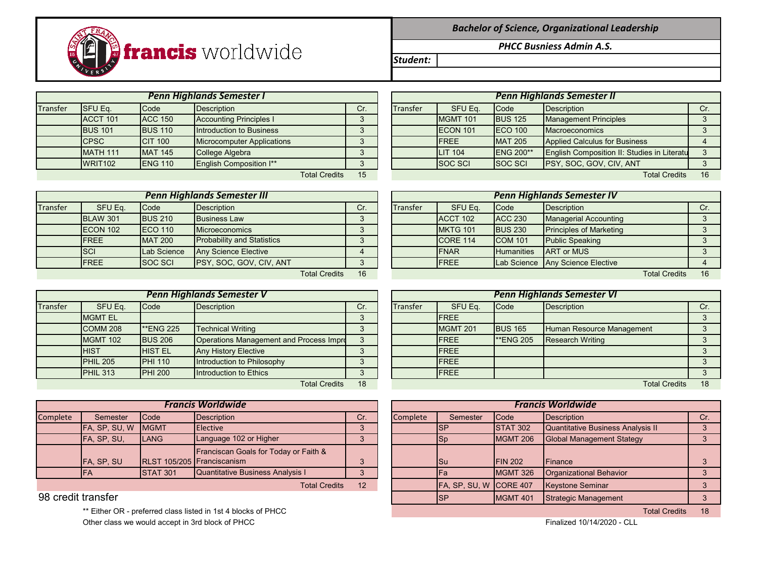francis worldwide

**Bachelor of Science, Organizational Leadership**

**PHCC Busniess Admin A.S.**

**Student:**

### Penn Highlands Semester I

| Transfer | SFU Eq. | Code | Description | Cr. |
|---|---|---|---|---|
| | ACCT 101 | ACC 150 | Accounting Principles I | 3 |
| | BUS 101 | BUS 110 | Introduction to Business | 3 |
| | CPSC | CIT 100 | Microcomputer Applications | 3 |
| | MATH 111 | MAT 145 | College Algebra | 3 |
| | WRIT102 | ENG 110 | English Composition I** | 3 |
| | | | Total Credits | 15 |

### Penn Highlands Semester II

| Transfer | SFU Eq. | Code | Description | Cr. |
|---|---|---|---|---|
| | MGMT 101 | BUS 125 | Management Principles | 3 |
| | ECON 101 | ECO 100 | Macroeconomics | 3 |
| | FREE | MAT 205 | Applied Calculus for Business | 4 |
| | LIT 104 | ENG 200** | English Composition II: Studies in Literatu | 3 |
| | SOC SCI | SOC SCI | PSY, SOC, GOV, CIV, ANT | 3 |
| | | | Total Credits | 16 |

### Penn Highlands Semester III

| Transfer | SFU Eq. | Code | Description | Cr. |
|---|---|---|---|---|
| | BLAW 301 | BUS 210 | Business Law | 3 |
| | ECON 102 | ECO 110 | Microeconomics | 3 |
| | FREE | MAT 200 | Probability and Statistics | 3 |
| | SCI | Lab Science | Any Science Elective | 4 |
| | FREE | SOC SCI | PSY, SOC, GOV, CIV, ANT | 3 |
| | | | Total Credits | 16 |

### Penn Highlands Semester IV

| Transfer | SFU Eq. | Code | Description | Cr. |
|---|---|---|---|---|
| | ACCT 102 | ACC 230 | Managerial Accounting | 3 |
| | MKTG 101 | BUS 230 | Principles of Marketing | 3 |
| | CORE 114 | COM 101 | Public Speaking | 3 |
| | FNAR | Humanities | ART or MUS | 3 |
| | FREE | Lab Science | Any Science Elective | 4 |
| | | | Total Credits | 16 |

### Penn Highlands Semester V

| Transfer | SFU Eq. | Code | Description | Cr. |
|---|---|---|---|---|
| | MGMT EL | | | 3 |
| | COMM 208 | **ENG 225 | Technical Writing | 3 |
| | MGMT 102 | BUS 206 | Operations Management and Process Impro | 3 |
| | HIST | HIST EL | Any History Elective | 3 |
| | PHIL 205 | PHI 110 | Introduction to Philosophy | 3 |
| | PHIL 313 | PHI 200 | Introduction to Ethics | 3 |
| | | | Total Credits | 18 |

### Penn Highlands Semester VI

| Transfer | SFU Eq. | Code | Description | Cr. |
|---|---|---|---|---|
| | FREE | | | 3 |
| | MGMT 201 | BUS 165 | Human Resource Management | 3 |
| | FREE | **ENG 205 | Research Writing | 3 |
| | FREE | | | 3 |
| | FREE | | | 3 |
| | FREE | | | 3 |
| | | | Total Credits | 18 |

### Francis Worldwide

| Complete | Semester | Code | Description | Cr. |
|---|---|---|---|---|
| | FA, SP, SU, W | MGMT | Elective | 3 |
| | FA, SP, SU, | LANG | Language 102 or Higher | 3 |
| | FA, SP, SU | RLST 105/205 | Franciscan Goals for Today or Faith & Franciscanism | 3 |
| | FA | STAT 301 | Quantitative Business Analysis I | 3 |
| | | | Total Credits | 12 |

### Francis Worldwide

| Complete | Semester | Code | Description | Cr. |
|---|---|---|---|---|
| | SP | STAT 302 | Quantitative Business Analysis II | 3 |
| | Sp | MGMT 206 | Global Management Stategy | 3 |
| | Su | FIN 202 | Finance | 3 |
| | Fa | MGMT 326 | Organizational Behavior | 3 |
| | FA, SP, SU, W | CORE 407 | Keystone Seminar | 3 |
| | SP | MGMT 401 | Strategic Management | 3 |
| | | | Total Credits | 18 |

98 credit transfer

** Either OR - preferred class listed in 1st 4 blocks of PHCC

Other class we would accept in 3rd block of PHCC

Finalized 10/14/2020 - CLL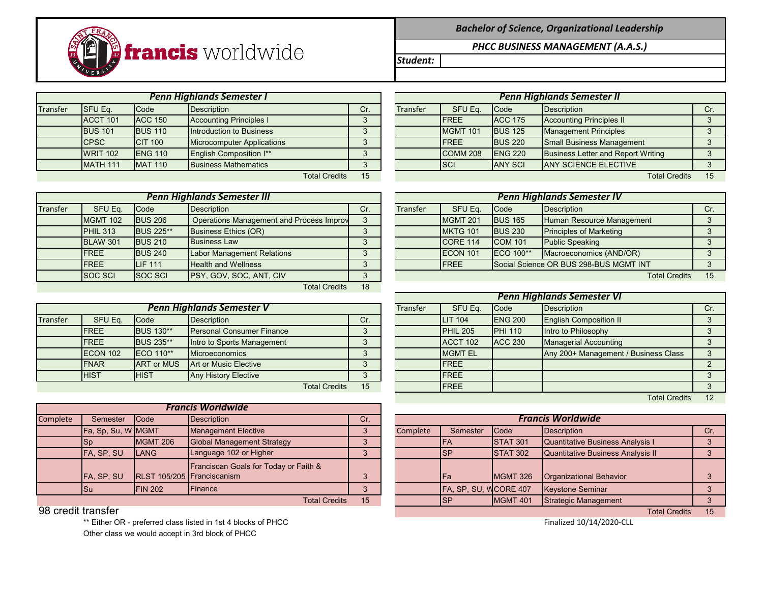francis worldwide

**Bachelor of Science, Organizational Leadership**

**PHCC BUSINESS MANAGEMENT (A.A.S.)**

**Student:**

### Penn Highlands Semester I

| Transfer | SFU Eq. | Code | Description | Cr. |
|---|---|---|---|---|
| | ACCT 101 | ACC 150 | Accounting Principles I | 3 |
| | BUS 101 | BUS 110 | Introduction to Business | 3 |
| | CPSC | CIT 100 | Microcomputer Applications | 3 |
| | WRIT 102 | ENG 110 | English Composition I** | 3 |
| | MATH 111 | MAT 110 | Business Mathematics | 3 |
| | | | Total Credits | 15 |

### Penn Highlands Semester II

| Transfer | SFU Eq. | Code | Description | Cr. |
|---|---|---|---|---|
| | FREE | ACC 175 | Accounting Principles II | 3 |
| | MGMT 101 | BUS 125 | Management Principles | 3 |
| | FREE | BUS 220 | Small Business Management | 3 |
| | COMM 208 | ENG 220 | Business Letter and Report Writing | 3 |
| | SCI | ANY SCI | ANY SCIENCE ELECTIVE | 3 |
| | | | Total Credits | 15 |

### Penn Highlands Semester III

| Transfer | SFU Eq. | Code | Description | Cr. |
|---|---|---|---|---|
| | MGMT 102 | BUS 206 | Operations Management and Process Improv | 3 |
| | PHIL 313 | BUS 225** | Business Ethics (OR) | 3 |
| | BLAW 301 | BUS 210 | Business Law | 3 |
| | FREE | BUS 240 | Labor Management Relations | 3 |
| | FREE | LIF 111 | Health and Wellness | 3 |
| | SOC SCI | SOC SCI | PSY, GOV, SOC, ANT, CIV | 3 |
| | | | Total Credits | 18 |

### Penn Highlands Semester IV

| Transfer | SFU Eq. | Code | Description | Cr. |
|---|---|---|---|---|
| | MGMT 201 | BUS 165 | Human Resource Management | 3 |
| | MKTG 101 | BUS 230 | Principles of Marketing | 3 |
| | CORE 114 | COM 101 | Public Speaking | 3 |
| | ECON 101 | ECO 100** | Macroeconomics (AND/OR) | 3 |
| | FREE | Social Science OR BUS 298-BUS MGMT INT | | 3 |
| | | | Total Credits | 15 |

### Penn Highlands Semester V

| Transfer | SFU Eq. | Code | Description | Cr. |
|---|---|---|---|---|
| | FREE | BUS 130** | Personal Consumer Finance | 3 |
| | FREE | BUS 235** | Intro to Sports Management | 3 |
| | ECON 102 | ECO 110** | Microeconomics | 3 |
| | FNAR | ART or MUS | Art or Music Elective | 3 |
| | HIST | HIST | Any History Elective | 3 |
| | | | Total Credits | 15 |

### Penn Highlands Semester VI

| Transfer | SFU Eq. | Code | Description | Cr. |
|---|---|---|---|---|
| | LIT 104 | ENG 200 | English Composition II | 3 |
| | PHIL 205 | PHI 110 | Intro to Philosophy | 3 |
| | ACCT 102 | ACC 230 | Managerial Accounting | 3 |
| | MGMT EL | | Any 200+ Management / Business Class | 3 |
| | FREE | | | 2 |
| | FREE | | | 3 |
| | FREE | | | 3 |
| | | | Total Credits | 12 |

### Francis Worldwide

| Complete | Semester | Code | Description | Cr. |
|---|---|---|---|---|
| | Fa, Sp, Su, W | MGMT | Management Elective | 3 |
| | Sp | MGMT 206 | Global Management Strategy | 3 |
| | FA, SP, SU | LANG | Language 102 or Higher | 3 |
| | FA, SP, SU | RLST 105/205 | Franciscan Goals for Today or Faith & Franciscanism | 3 |
| | Su | FIN 202 | Finance | 3 |
| | | | Total Credits | 15 |

### Francis Worldwide

| Complete | Semester | Code | Description | Cr. |
|---|---|---|---|---|
| | FA | STAT 301 | Quantitative Business Analysis I | 3 |
| | SP | STAT 302 | Quantitative Business Analysis II | 3 |
| | Fa | MGMT 326 | Organizational Behavior | 3 |
| | FA, SP, SU, W | CORE 407 | Keystone Seminar | 3 |
| | SP | MGMT 401 | Strategic Management | 3 |
| | | | Total Credits | 15 |

98 credit transfer

** Either OR - preferred class listed in 1st 4 blocks of PHCC

Other class we would accept in 3rd block of PHCC

Finalized 10/14/2020-CLL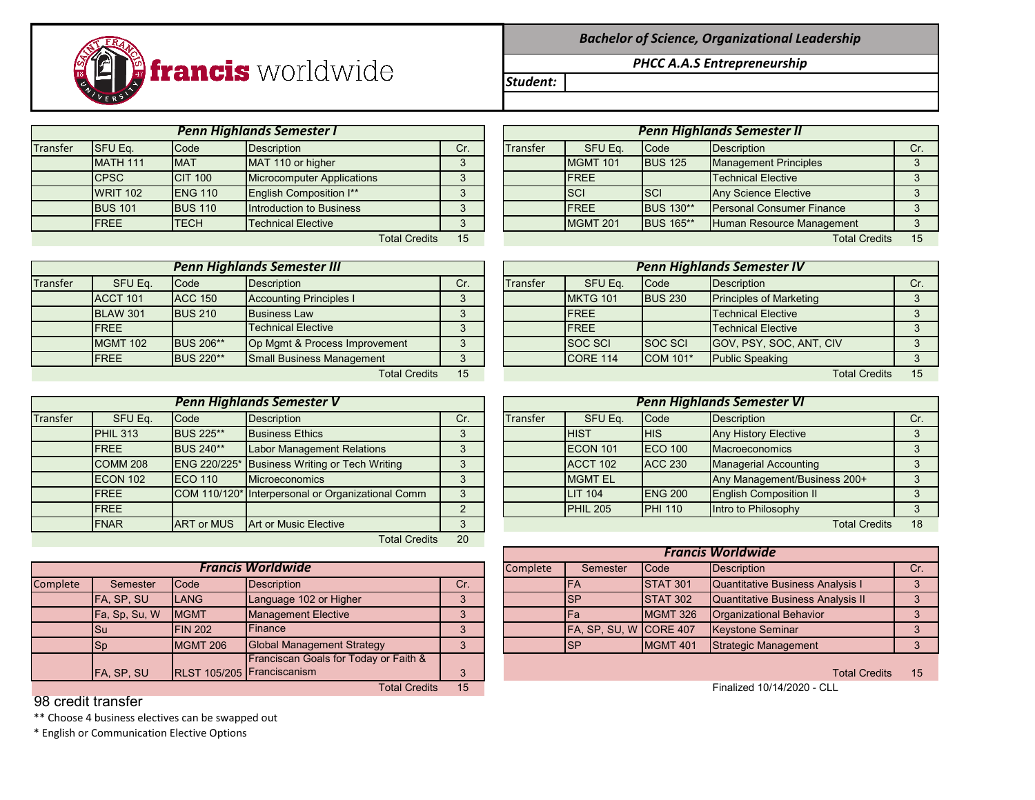**francis** worldwide

### *Bachelor of Science, Organizational Leadership*

***PHCC A.A.S Entrepreneurship***

***Student:***

| *Penn Highlands Semester I* | | | | |
|---|---|---|---|---|
| Transfer | SFU Eq. | Code | Description | Cr. |
| | MATH 111 | MAT | MAT 110 or higher | 3 |
| | CPSC | CIT 100 | Microcomputer Applications | 3 |
| | WRIT 102 | ENG 110 | English Composition I** | 3 |
| | BUS 101 | BUS 110 | Introduction to Business | 3 |
| | FREE | TECH | Technical Elective | 3 |
| | | | Total Credits | 15 |

| *Penn Highlands Semester II* | | | | |
|---|---|---|---|---|
| Transfer | SFU Eq. | Code | Description | Cr. |
| | MGMT 101 | BUS 125 | Management Principles | 3 |
| | FREE | | Technical Elective | 3 |
| | SCI | SCI | Any Science Elective | 3 |
| | FREE | BUS 130** | Personal Consumer Finance | 3 |
| | MGMT 201 | BUS 165** | Human Resource Management | 3 |
| | | | Total Credits | 15 |

| *Penn Highlands Semester III* | | | | |
|---|---|---|---|---|
| Transfer | SFU Eq. | Code | Description | Cr. |
| | ACCT 101 | ACC 150 | Accounting Principles I | 3 |
| | BLAW 301 | BUS 210 | Business Law | 3 |
| | FREE | | Technical Elective | 3 |
| | MGMT 102 | BUS 206** | Op Mgmt & Process Improvement | 3 |
| | FREE | BUS 220** | Small Business Management | 3 |
| | | | Total Credits | 15 |

| *Penn Highlands Semester IV* | | | | |
|---|---|---|---|---|
| Transfer | SFU Eq. | Code | Description | Cr. |
| | MKTG 101 | BUS 230 | Principles of Marketing | 3 |
| | FREE | | Technical Elective | 3 |
| | FREE | | Technical Elective | 3 |
| | SOC SCI | SOC SCI | GOV, PSY, SOC, ANT, CIV | 3 |
| | CORE 114 | COM 101* | Public Speaking | 3 |
| | | | Total Credits | 15 |

| *Penn Highlands Semester V* | | | | |
|---|---|---|---|---|
| Transfer | SFU Eq. | Code | Description | Cr. |
| | PHIL 313 | BUS 225** | Business Ethics | 3 |
| | FREE | BUS 240** | Labor Management Relations | 3 |
| | COMM 208 | ENG 220/225* | Business Writing or Tech Writing | 3 |
| | ECON 102 | ECO 110 | Microeconomics | 3 |
| | FREE | COM 110/120* | Interpersonal or Organizational Comm | 3 |
| | FREE | | | 2 |
| | FNAR | ART or MUS | Art or Music Elective | 3 |
| | | | Total Credits | 20 |

| *Penn Highlands Semester VI* | | | | |
|---|---|---|---|---|
| Transfer | SFU Eq. | Code | Description | Cr. |
| | HIST | HIS | Any History Elective | 3 |
| | ECON 101 | ECO 100 | Macroeconomics | 3 |
| | ACCT 102 | ACC 230 | Managerial Accounting | 3 |
| | MGMT EL | | Any Management/Business 200+ | 3 |
| | LIT 104 | ENG 200 | English Composition II | 3 |
| | PHIL 205 | PHI 110 | Intro to Philosophy | 3 |
| | | | Total Credits | 18 |

| *Francis Worldwide* | | | | |
|---|---|---|---|---|
| Complete | Semester | Code | Description | Cr. |
| | FA, SP, SU | LANG | Language 102 or Higher | 3 |
| | Fa, Sp, Su, W | MGMT | Management Elective | 3 |
| | Su | FIN 202 | Finance | 3 |
| | Sp | MGMT 206 | Global Management Strategy | 3 |
| | FA, SP, SU | RLST 105/205 | Franciscan Goals for Today or Faith & Franciscanism | 3 |
| | | | Total Credits | 15 |

| *Francis Worldwide* | | | | |
|---|---|---|---|---|
| Complete | Semester | Code | Description | Cr. |
| | FA | STAT 301 | Quantitative Business Analysis I | 3 |
| | SP | STAT 302 | Quantitative Business Analysis II | 3 |
| | Fa | MGMT 326 | Organizational Behavior | 3 |
| | FA, SP, SU, W | CORE 407 | Keystone Seminar | 3 |
| | SP | MGMT 401 | Strategic Management | 3 |
| | | | Total Credits | 15 |

Finalized 10/14/2020 - CLL

98 credit transfer

** Choose 4 business electives can be swapped out

* English or Communication Elective Options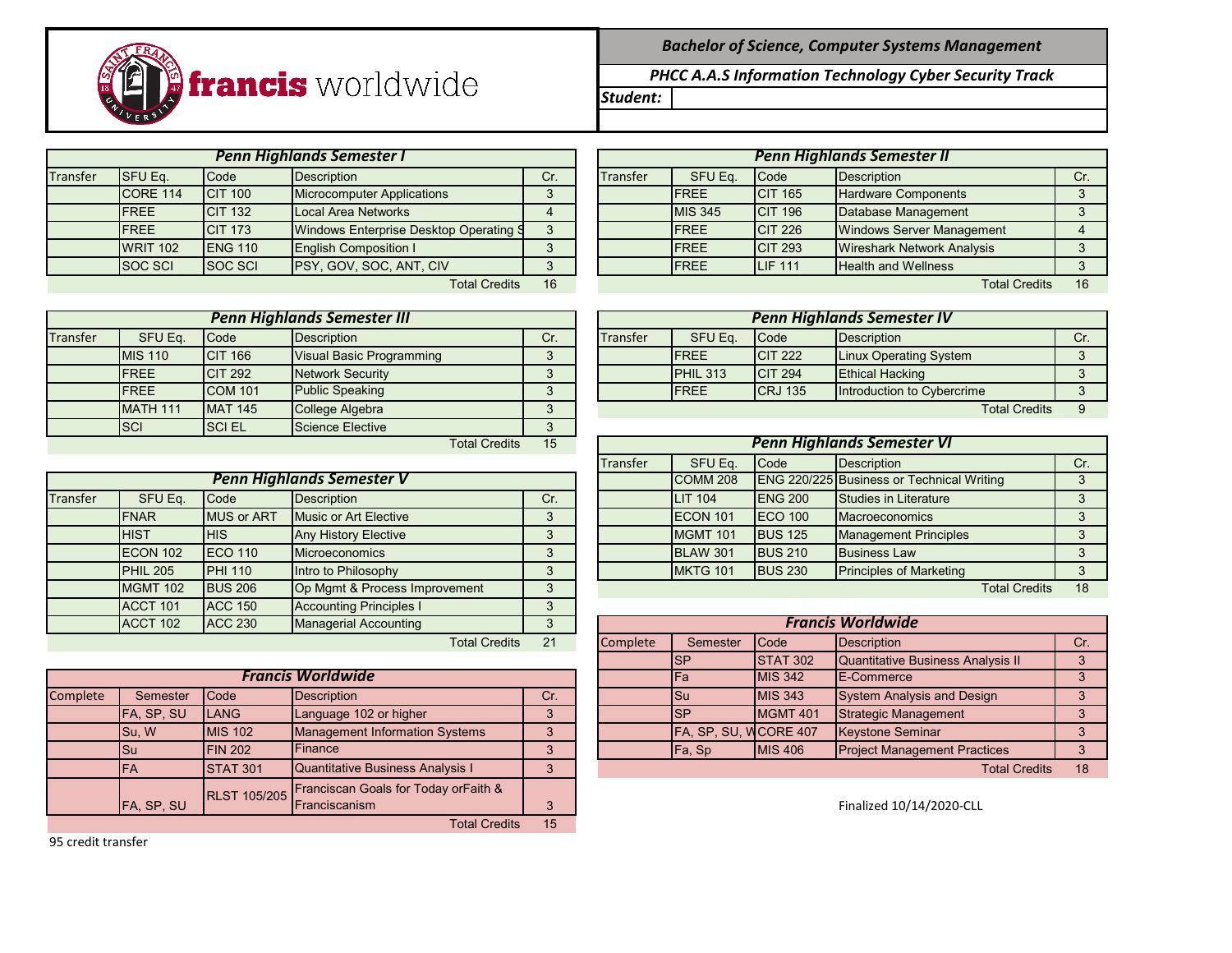francis worldwide

**Bachelor of Science, Computer Systems Management**

**PHCC A.A.S Information Technology Cyber Security Track**

**Student:**

### Penn Highlands Semester I

| Transfer | SFU Eq. | Code | Description | Cr. |
|---|---|---|---|---|
| | CORE 114 | CIT 100 | Microcomputer Applications | 3 |
| | FREE | CIT 132 | Local Area Networks | 4 |
| | FREE | CIT 173 | Windows Enterprise Desktop Operating S | 3 |
| | WRIT 102 | ENG 110 | English Composition I | 3 |
| | SOC SCI | SOC SCI | PSY, GOV, SOC, ANT, CIV | 3 |
| | | | Total Credits | 16 |

### Penn Highlands Semester II

| Transfer | SFU Eq. | Code | Description | Cr. |
|---|---|---|---|---|
| | FREE | CIT 165 | Hardware Components | 3 |
| | MIS 345 | CIT 196 | Database Management | 3 |
| | FREE | CIT 226 | Windows Server Management | 4 |
| | FREE | CIT 293 | Wireshark Network Analysis | 3 |
| | FREE | LIF 111 | Health and Wellness | 3 |
| | | | Total Credits | 16 |

### Penn Highlands Semester III

| Transfer | SFU Eq. | Code | Description | Cr. |
|---|---|---|---|---|
| | MIS 110 | CIT 166 | Visual Basic Programming | 3 |
| | FREE | CIT 292 | Network Security | 3 |
| | FREE | COM 101 | Public Speaking | 3 |
| | MATH 111 | MAT 145 | College Algebra | 3 |
| | SCI | SCI EL | Science Elective | 3 |
| | | | Total Credits | 15 |

### Penn Highlands Semester IV

| Transfer | SFU Eq. | Code | Description | Cr. |
|---|---|---|---|---|
| | FREE | CIT 222 | Linux Operating System | 3 |
| | PHIL 313 | CIT 294 | Ethical Hacking | 3 |
| | FREE | CRJ 135 | Introduction to Cybercrime | 3 |
| | | | Total Credits | 9 |

### Penn Highlands Semester V

| Transfer | SFU Eq. | Code | Description | Cr. |
|---|---|---|---|---|
| | FNAR | MUS or ART | Music or Art Elective | 3 |
| | HIST | HIS | Any History Elective | 3 |
| | ECON 102 | ECO 110 | Microeconomics | 3 |
| | PHIL 205 | PHI 110 | Intro to Philosophy | 3 |
| | MGMT 102 | BUS 206 | Op Mgmt & Process Improvement | 3 |
| | ACCT 101 | ACC 150 | Accounting Principles I | 3 |
| | ACCT 102 | ACC 230 | Managerial Accounting | 3 |
| | | | Total Credits | 21 |

### Penn Highlands Semester VI

| Transfer | SFU Eq. | Code | Description | Cr. |
|---|---|---|---|---|
| | COMM 208 | ENG 220/225 | Business or Technical Writing | 3 |
| | LIT 104 | ENG 200 | Studies in Literature | 3 |
| | ECON 101 | ECO 100 | Macroeconomics | 3 |
| | MGMT 101 | BUS 125 | Management Principles | 3 |
| | BLAW 301 | BUS 210 | Business Law | 3 |
| | MKTG 101 | BUS 230 | Principles of Marketing | 3 |
| | | | Total Credits | 18 |

### Francis Worldwide

| Complete | Semester | Code | Description | Cr. |
|---|---|---|---|---|
| | FA, SP, SU | LANG | Language 102 or higher | 3 |
| | Su, W | MIS 102 | Management Information Systems | 3 |
| | Su | FIN 202 | Finance | 3 |
| | FA | STAT 301 | Quantitative Business Analysis I | 3 |
| | FA, SP, SU | RLST 105/205 | Franciscan Goals for Today orFaith & Franciscanism | 3 |
| | | | Total Credits | 15 |

### Francis Worldwide

| Complete | Semester | Code | Description | Cr. |
|---|---|---|---|---|
| | SP | STAT 302 | Quantitative Business Analysis II | 3 |
| | Fa | MIS 342 | E-Commerce | 3 |
| | Su | MIS 343 | System Analysis and Design | 3 |
| | SP | MGMT 401 | Strategic Management | 3 |
| | FA, SP, SU, W | CORE 407 | Keystone Seminar | 3 |
| | Fa, Sp | MIS 406 | Project Management Practices | 3 |
| | | | Total Credits | 18 |

95 credit transfer

Finalized 10/14/2020-CLL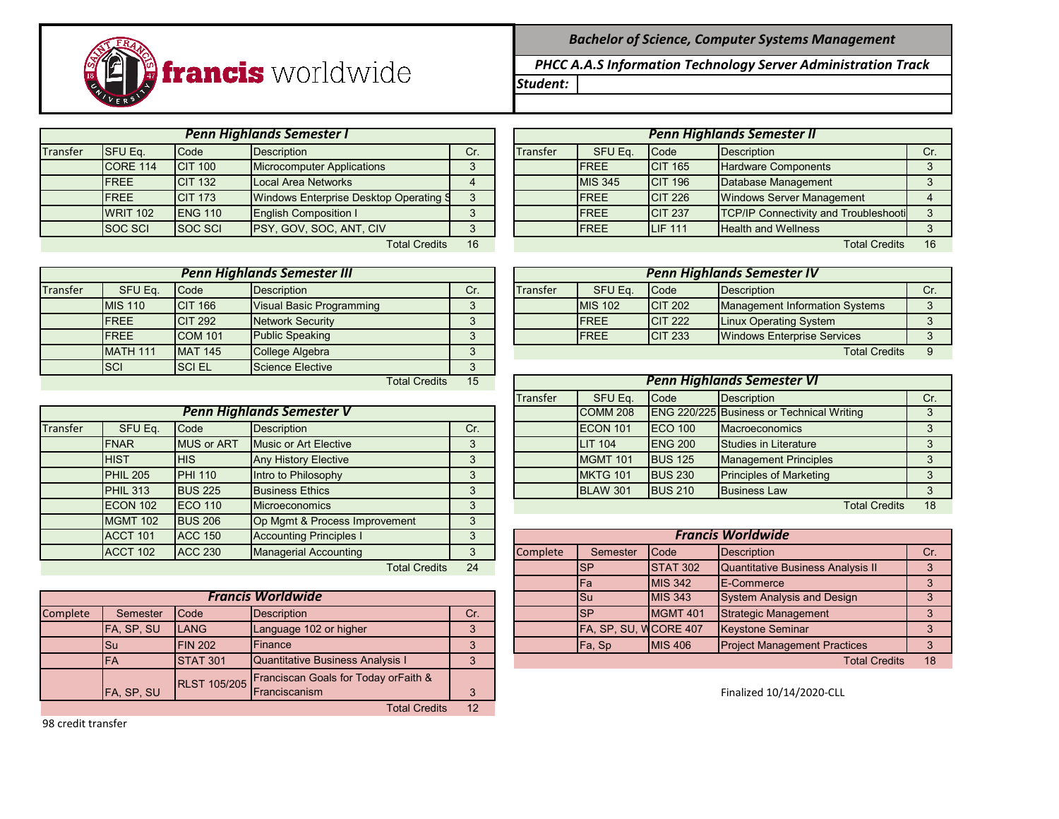**francis** worldwide

## Bachelor of Science, Computer Systems Management

### PHCC A.A.S Information Technology Server Administration Track

**Student:**

| Penn Highlands Semester I | | | | |
|---|---|---|---|---|
| Transfer | SFU Eq. | Code | Description | Cr. |
| | CORE 114 | CIT 100 | Microcomputer Applications | 3 |
| | FREE | CIT 132 | Local Area Networks | 4 |
| | FREE | CIT 173 | Windows Enterprise Desktop Operating S | 3 |
| | WRIT 102 | ENG 110 | English Composition I | 3 |
| | SOC SCI | SOC SCI | PSY, GOV, SOC, ANT, CIV | 3 |
| | | | Total Credits | 16 |

| Penn Highlands Semester II | | | | |
|---|---|---|---|---|
| Transfer | SFU Eq. | Code | Description | Cr. |
| | FREE | CIT 165 | Hardware Components | 3 |
| | MIS 345 | CIT 196 | Database Management | 3 |
| | FREE | CIT 226 | Windows Server Management | 4 |
| | FREE | CIT 237 | TCP/IP Connectivity and Troubleshooti | 3 |
| | FREE | LIF 111 | Health and Wellness | 3 |
| | | | Total Credits | 16 |

| Penn Highlands Semester III | | | | |
|---|---|---|---|---|
| Transfer | SFU Eq. | Code | Description | Cr. |
| | MIS 110 | CIT 166 | Visual Basic Programming | 3 |
| | FREE | CIT 292 | Network Security | 3 |
| | FREE | COM 101 | Public Speaking | 3 |
| | MATH 111 | MAT 145 | College Algebra | 3 |
| | SCI | SCI EL | Science Elective | 3 |
| | | | Total Credits | 15 |

| Penn Highlands Semester IV | | | | |
|---|---|---|---|---|
| Transfer | SFU Eq. | Code | Description | Cr. |
| | MIS 102 | CIT 202 | Management Information Systems | 3 |
| | FREE | CIT 222 | Linux Operating System | 3 |
| | FREE | CIT 233 | Windows Enterprise Services | 3 |
| | | | Total Credits | 9 |

| Penn Highlands Semester V | | | | |
|---|---|---|---|---|
| Transfer | SFU Eq. | Code | Description | Cr. |
| | FNAR | MUS or ART | Music or Art Elective | 3 |
| | HIST | HIS | Any History Elective | 3 |
| | PHIL 205 | PHI 110 | Intro to Philosophy | 3 |
| | PHIL 313 | BUS 225 | Business Ethics | 3 |
| | ECON 102 | ECO 110 | Microeconomics | 3 |
| | MGMT 102 | BUS 206 | Op Mgmt & Process Improvement | 3 |
| | ACCT 101 | ACC 150 | Accounting Principles I | 3 |
| | ACCT 102 | ACC 230 | Managerial Accounting | 3 |
| | | | Total Credits | 24 |

| Penn Highlands Semester VI | | | | |
|---|---|---|---|---|
| Transfer | SFU Eq. | Code | Description | Cr. |
| | COMM 208 | ENG 220/225 | Business or Technical Writing | 3 |
| | ECON 101 | ECO 100 | Macroeconomics | 3 |
| | LIT 104 | ENG 200 | Studies in Literature | 3 |
| | MGMT 101 | BUS 125 | Management Principles | 3 |
| | MKTG 101 | BUS 230 | Principles of Marketing | 3 |
| | BLAW 301 | BUS 210 | Business Law | 3 |
| | | | Total Credits | 18 |

| Francis Worldwide | | | | |
|---|---|---|---|---|
| Complete | Semester | Code | Description | Cr. |
| | FA, SP, SU | LANG | Language 102 or higher | 3 |
| | Su | FIN 202 | Finance | 3 |
| | FA | STAT 301 | Quantitative Business Analysis I | 3 |
| | FA, SP, SU | RLST 105/205 | Franciscan Goals for Today orFaith & Franciscanism | 3 |
| | | | Total Credits | 12 |

| Francis Worldwide | | | | |
|---|---|---|---|---|
| Complete | Semester | Code | Description | Cr. |
| | SP | STAT 302 | Quantitative Business Analysis II | 3 |
| | Fa | MIS 342 | E-Commerce | 3 |
| | Su | MIS 343 | System Analysis and Design | 3 |
| | SP | MGMT 401 | Strategic Management | 3 |
| | FA, SP, SU, W | CORE 407 | Keystone Seminar | 3 |
| | Fa, Sp | MIS 406 | Project Management Practices | 3 |
| | | | Total Credits | 18 |

98 credit transfer

Finalized 10/14/2020-CLL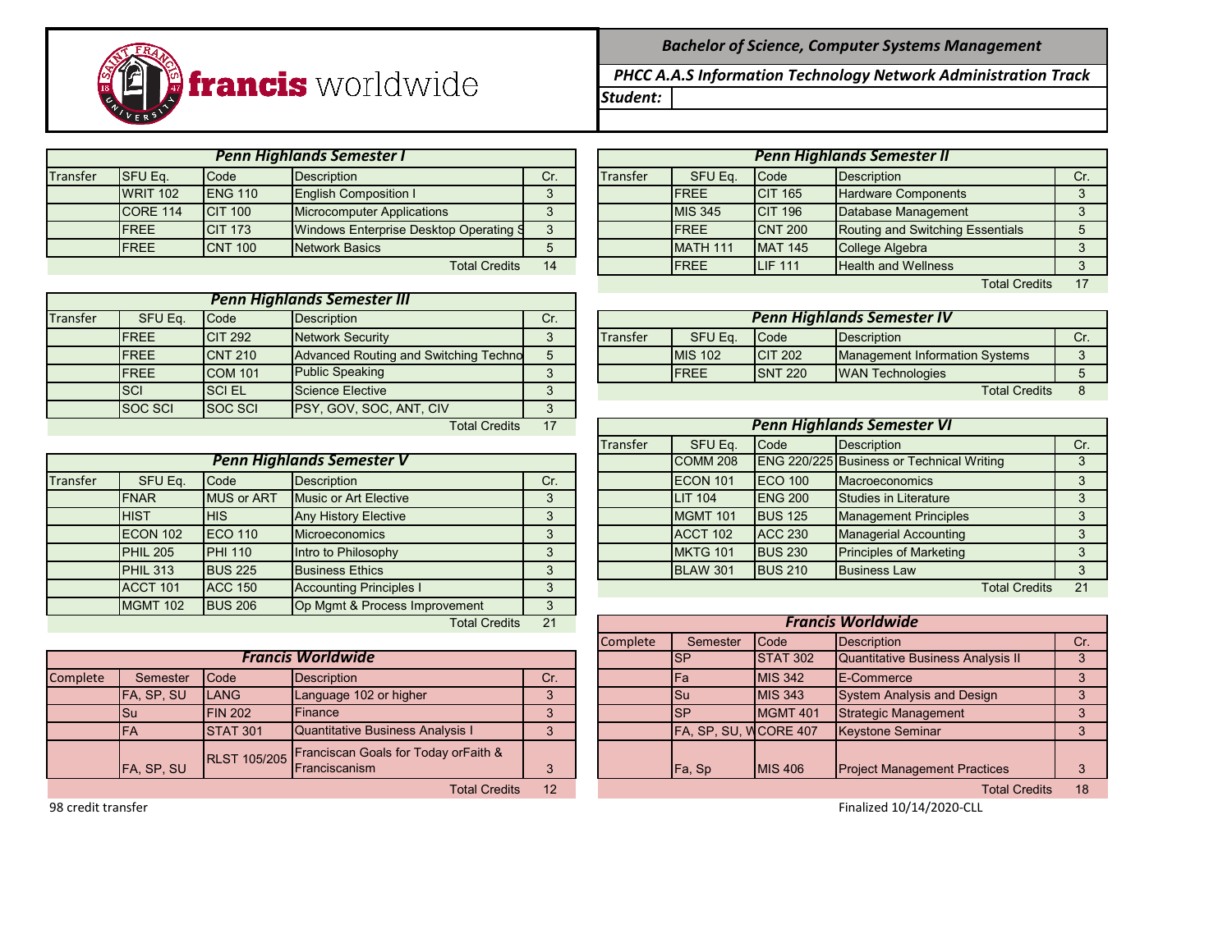francis worldwide

**Bachelor of Science, Computer Systems Management**

**PHCC A.A.S Information Technology Network Administration Track**

**Student:**

### Penn Highlands Semester I

| Transfer | SFU Eq. | Code | Description | Cr. |
|---|---|---|---|---|
| | WRIT 102 | ENG 110 | English Composition I | 3 |
| | CORE 114 | CIT 100 | Microcomputer Applications | 3 |
| | FREE | CIT 173 | Windows Enterprise Desktop Operating S | 3 |
| | FREE | CNT 100 | Network Basics | 5 |
| | | | Total Credits | 14 |

### Penn Highlands Semester II

| Transfer | SFU Eq. | Code | Description | Cr. |
|---|---|---|---|---|
| | FREE | CIT 165 | Hardware Components | 3 |
| | MIS 345 | CIT 196 | Database Management | 3 |
| | FREE | CNT 200 | Routing and Switching Essentials | 5 |
| | MATH 111 | MAT 145 | College Algebra | 3 |
| | FREE | LIF 111 | Health and Wellness | 3 |
| | | | Total Credits | 17 |

### Penn Highlands Semester III

| Transfer | SFU Eq. | Code | Description | Cr. |
|---|---|---|---|---|
| | FREE | CIT 292 | Network Security | 3 |
| | FREE | CNT 210 | Advanced Routing and Switching Techno | 5 |
| | FREE | COM 101 | Public Speaking | 3 |
| | SCI | SCI EL | Science Elective | 3 |
| | SOC SCI | SOC SCI | PSY, GOV, SOC, ANT, CIV | 3 |
| | | | Total Credits | 17 |

### Penn Highlands Semester IV

| Transfer | SFU Eq. | Code | Description | Cr. |
|---|---|---|---|---|
| | MIS 102 | CIT 202 | Management Information Systems | 3 |
| | FREE | SNT 220 | WAN Technologies | 5 |
| | | | Total Credits | 8 |

### Penn Highlands Semester V

| Transfer | SFU Eq. | Code | Description | Cr. |
|---|---|---|---|---|
| | FNAR | MUS or ART | Music or Art Elective | 3 |
| | HIST | HIS | Any History Elective | 3 |
| | ECON 102 | ECO 110 | Microeconomics | 3 |
| | PHIL 205 | PHI 110 | Intro to Philosophy | 3 |
| | PHIL 313 | BUS 225 | Business Ethics | 3 |
| | ACCT 101 | ACC 150 | Accounting Principles I | 3 |
| | MGMT 102 | BUS 206 | Op Mgmt & Process Improvement | 3 |
| | | | Total Credits | 21 |

### Penn Highlands Semester VI

| Transfer | SFU Eq. | Code | Description | Cr. |
|---|---|---|---|---|
| | COMM 208 | ENG 220/225 | Business or Technical Writing | 3 |
| | ECON 101 | ECO 100 | Macroeconomics | 3 |
| | LIT 104 | ENG 200 | Studies in Literature | 3 |
| | MGMT 101 | BUS 125 | Management Principles | 3 |
| | ACCT 102 | ACC 230 | Managerial Accounting | 3 |
| | MKTG 101 | BUS 230 | Principles of Marketing | 3 |
| | BLAW 301 | BUS 210 | Business Law | 3 |
| | | | Total Credits | 21 |

### Francis Worldwide

| Complete | Semester | Code | Description | Cr. |
|---|---|---|---|---|
| | FA, SP, SU | LANG | Language 102 or higher | 3 |
| | Su | FIN 202 | Finance | 3 |
| | FA | STAT 301 | Quantitative Business Analysis I | 3 |
| | FA, SP, SU | RLST 105/205 | Franciscan Goals for Today orFaith & Franciscanism | 3 |
| | | | Total Credits | 12 |

### Francis Worldwide

| Complete | Semester | Code | Description | Cr. |
|---|---|---|---|---|
| | SP | STAT 302 | Quantitative Business Analysis II | 3 |
| | Fa | MIS 342 | E-Commerce | 3 |
| | Su | MIS 343 | System Analysis and Design | 3 |
| | SP | MGMT 401 | Strategic Management | 3 |
| | FA, SP, SU, W | CORE 407 | Keystone Seminar | 3 |
| | Fa, Sp | MIS 406 | Project Management Practices | 3 |
| | | | Total Credits | 18 |

98 credit transfer

Finalized 10/14/2020-CLL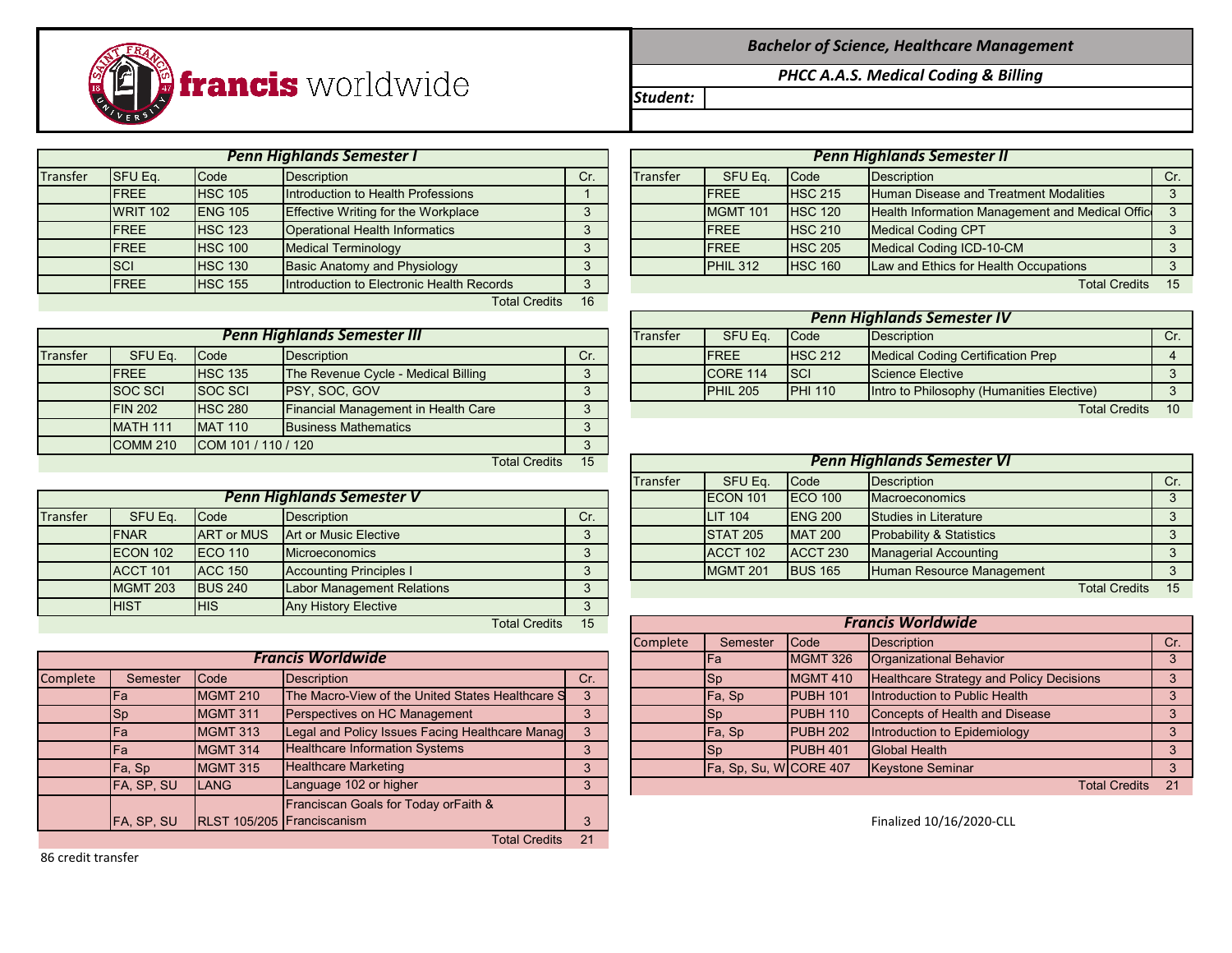francis worldwide

**Bachelor of Science, Healthcare Management**

**PHCC A.A.S. Medical Coding & Billing**

**Student:**

### Penn Highlands Semester I

| Transfer | SFU Eq. | Code | Description | Cr. |
|---|---|---|---|---|
| | FREE | HSC 105 | Introduction to Health Professions | 1 |
| | WRIT 102 | ENG 105 | Effective Writing for the Workplace | 3 |
| | FREE | HSC 123 | Operational Health Informatics | 3 |
| | FREE | HSC 100 | Medical Terminology | 3 |
| | SCI | HSC 130 | Basic Anatomy and Physiology | 3 |
| | FREE | HSC 155 | Introduction to Electronic Health Records | 3 |
| | | | Total Credits | 16 |

### Penn Highlands Semester II

| Transfer | SFU Eq. | Code | Description | Cr. |
|---|---|---|---|---|
| | FREE | HSC 215 | Human Disease and Treatment Modalities | 3 |
| | MGMT 101 | HSC 120 | Health Information Management and Medical Offic | 3 |
| | FREE | HSC 210 | Medical Coding CPT | 3 |
| | FREE | HSC 205 | Medical Coding ICD-10-CM | 3 |
| | PHIL 312 | HSC 160 | Law and Ethics for Health Occupations | 3 |
| | | | Total Credits | 15 |

### Penn Highlands Semester III

| Transfer | SFU Eq. | Code | Description | Cr. |
|---|---|---|---|---|
| | FREE | HSC 135 | The Revenue Cycle - Medical Billing | 3 |
| | SOC SCI | SOC SCI | PSY, SOC, GOV | 3 |
| | FIN 202 | HSC 280 | Financial Management in Health Care | 3 |
| | MATH 111 | MAT 110 | Business Mathematics | 3 |
| | COMM 210 | COM 101 / 110 / 120 | | 3 |
| | | | Total Credits | 15 |

### Penn Highlands Semester IV

| Transfer | SFU Eq. | Code | Description | Cr. |
|---|---|---|---|---|
| | FREE | HSC 212 | Medical Coding Certification Prep | 4 |
| | CORE 114 | SCI | Science Elective | 3 |
| | PHIL 205 | PHI 110 | Intro to Philosophy (Humanities Elective) | 3 |
| | | | Total Credits | 10 |

### Penn Highlands Semester V

| Transfer | SFU Eq. | Code | Description | Cr. |
|---|---|---|---|---|
| | FNAR | ART or MUS | Art or Music Elective | 3 |
| | ECON 102 | ECO 110 | Microeconomics | 3 |
| | ACCT 101 | ACC 150 | Accounting Principles I | 3 |
| | MGMT 203 | BUS 240 | Labor Management Relations | 3 |
| | HIST | HIS | Any History Elective | 3 |
| | | | Total Credits | 15 |

### Penn Highlands Semester VI

| Transfer | SFU Eq. | Code | Description | Cr. |
|---|---|---|---|---|
| | ECON 101 | ECO 100 | Macroeconomics | 3 |
| | LIT 104 | ENG 200 | Studies in Literature | 3 |
| | STAT 205 | MAT 200 | Probability & Statistics | 3 |
| | ACCT 102 | ACCT 230 | Managerial Accounting | 3 |
| | MGMT 201 | BUS 165 | Human Resource Management | 3 |
| | | | Total Credits | 15 |

### Francis Worldwide

| Complete | Semester | Code | Description | Cr. |
|---|---|---|---|---|
| | Fa | MGMT 210 | The Macro-View of the United States Healthcare S | 3 |
| | Sp | MGMT 311 | Perspectives on HC Management | 3 |
| | Fa | MGMT 313 | Legal and Policy Issues Facing Healthcare Manag | 3 |
| | Fa | MGMT 314 | Healthcare Information Systems | 3 |
| | Fa, Sp | MGMT 315 | Healthcare Marketing | 3 |
| | FA, SP, SU | LANG | Language 102 or higher | 3 |
| | FA, SP, SU | RLST 105/205 | Franciscan Goals for Today orFaith & Franciscanism | 3 |
| | | | Total Credits | 21 |

### Francis Worldwide

| Complete | Semester | Code | Description | Cr. |
|---|---|---|---|---|
| | Fa | MGMT 326 | Organizational Behavior | 3 |
| | Sp | MGMT 410 | Healthcare Strategy and Policy Decisions | 3 |
| | Fa, Sp | PUBH 101 | Introduction to Public Health | 3 |
| | Sp | PUBH 110 | Concepts of Health and Disease | 3 |
| | Fa, Sp | PUBH 202 | Introduction to Epidemiology | 3 |
| | Sp | PUBH 401 | Global Health | 3 |
| | Fa, Sp, Su, W | CORE 407 | Keystone Seminar | 3 |
| | | | Total Credits | 21 |

86 credit transfer

Finalized 10/16/2020-CLL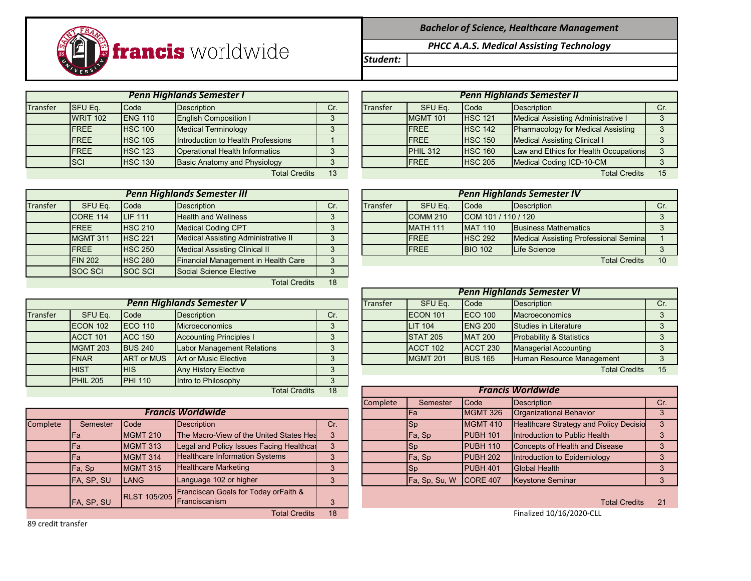**francis** worldwide

## Bachelor of Science, Healthcare Management

### PHCC A.A.S. Medical Assisting Technology

**Student:**

### Penn Highlands Semester I

| Transfer | SFU Eq. | Code | Description | Cr. |
|---|---|---|---|---|
| | WRIT 102 | ENG 110 | English Composition I | 3 |
| | FREE | HSC 100 | Medical Terminology | 3 |
| | FREE | HSC 105 | Introduction to Health Professions | 1 |
| | FREE | HSC 123 | Operational Health Informatics | 3 |
| | SCI | HSC 130 | Basic Anatomy and Physiology | 3 |
| | | | Total Credits | 13 |

### Penn Highlands Semester II

| Transfer | SFU Eq. | Code | Description | Cr. |
|---|---|---|---|---|
| | MGMT 101 | HSC 121 | Medical Assisting Administrative I | 3 |
| | FREE | HSC 142 | Pharmacology for Medical Assisting | 3 |
| | FREE | HSC 150 | Medical Assisting Clinical I | 3 |
| | PHIL 312 | HSC 160 | Law and Ethics for Health Occupations | 3 |
| | FREE | HSC 205 | Medical Coding ICD-10-CM | 3 |
| | | | Total Credits | 15 |

### Penn Highlands Semester III

| Transfer | SFU Eq. | Code | Description | Cr. |
|---|---|---|---|---|
| | CORE 114 | LIF 111 | Health and Wellness | 3 |
| | FREE | HSC 210 | Medical Coding CPT | 3 |
| | MGMT 311 | HSC 221 | Medical Assisting Administrative II | 3 |
| | FREE | HSC 250 | Medical Assisting Clinical II | 3 |
| | FIN 202 | HSC 280 | Financial Management in Health Care | 3 |
| | SOC SCI | SOC SCI | Social Science Elective | 3 |
| | | | Total Credits | 18 |

### Penn Highlands Semester IV

| Transfer | SFU Eq. | Code | Description | Cr. |
|---|---|---|---|---|
| | COMM 210 | COM 101 / 110 / 120 | | 3 |
| | MATH 111 | MAT 110 | Business Mathematics | 3 |
| | FREE | HSC 292 | Medical Assisting Professional Semina | 1 |
| | FREE | BIO 102 | Life Science | 3 |
| | | | Total Credits | 10 |

### Penn Highlands Semester V

| Transfer | SFU Eq. | Code | Description | Cr. |
|---|---|---|---|---|
| | ECON 102 | ECO 110 | Microeconomics | 3 |
| | ACCT 101 | ACC 150 | Accounting Principles I | 3 |
| | MGMT 203 | BUS 240 | Labor Management Relations | 3 |
| | FNAR | ART or MUS | Art or Music Elective | 3 |
| | HIST | HIS | Any History Elective | 3 |
| | PHIL 205 | PHI 110 | Intro to Philosophy | 3 |
| | | | Total Credits | 18 |

### Penn Highlands Semester VI

| Transfer | SFU Eq. | Code | Description | Cr. |
|---|---|---|---|---|
| | ECON 101 | ECO 100 | Macroeconomics | 3 |
| | LIT 104 | ENG 200 | Studies in Literature | 3 |
| | STAT 205 | MAT 200 | Probability & Statistics | 3 |
| | ACCT 102 | ACCT 230 | Managerial Accounting | 3 |
| | MGMT 201 | BUS 165 | Human Resource Management | 3 |
| | | | Total Credits | 15 |

### Francis Worldwide

| Complete | Semester | Code | Description | Cr. |
|---|---|---|---|---|
| | Fa | MGMT 210 | The Macro-View of the United States Hea | 3 |
| | Fa | MGMT 313 | Legal and Policy Issues Facing Healthcar | 3 |
| | Fa | MGMT 314 | Healthcare Information Systems | 3 |
| | Fa, Sp | MGMT 315 | Healthcare Marketing | 3 |
| | FA, SP, SU | LANG | Language 102 or higher | 3 |
| | FA, SP, SU | RLST 105/205 | Franciscan Goals for Today orFaith & Franciscanism | 3 |
| | | | Total Credits | 18 |

### Francis Worldwide

| Complete | Semester | Code | Description | Cr. |
|---|---|---|---|---|
| | Fa | MGMT 326 | Organizational Behavior | 3 |
| | Sp | MGMT 410 | Healthcare Strategy and Policy Decisio | 3 |
| | Fa, Sp | PUBH 101 | Introduction to Public Health | 3 |
| | Sp | PUBH 110 | Concepts of Health and Disease | 3 |
| | Fa, Sp | PUBH 202 | Introduction to Epidemiology | 3 |
| | Sp | PUBH 401 | Global Health | 3 |
| | Fa, Sp, Su, W | CORE 407 | Keystone Seminar | 3 |
| | | | Total Credits | 21 |

89 credit transfer

Finalized 10/16/2020-CLL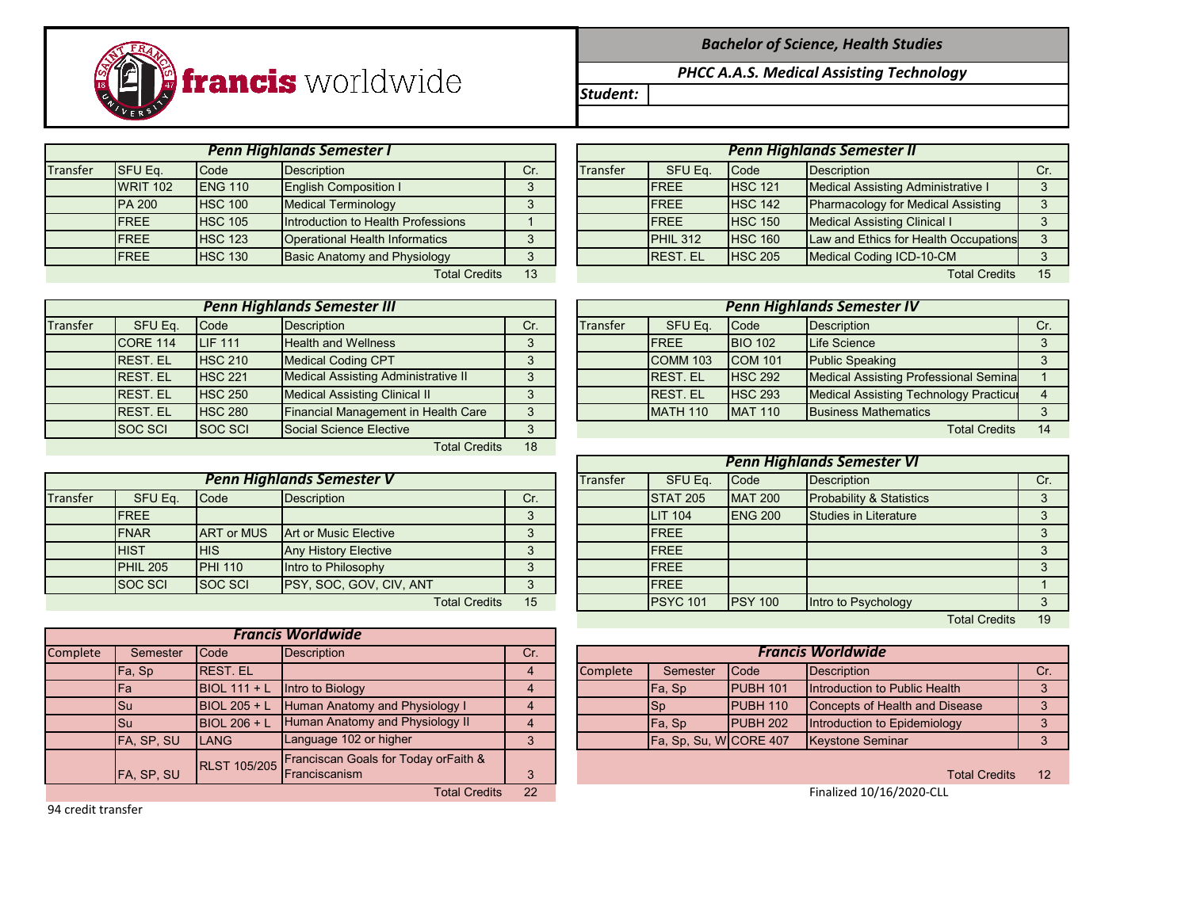francis worldwide

**Bachelor of Science, Health Studies**

**PHCC A.A.S. Medical Assisting Technology**

**Student:**

### Penn Highlands Semester I

| Transfer | SFU Eq. | Code | Description | Cr. |
|---|---|---|---|---|
| | WRIT 102 | ENG 110 | English Composition I | 3 |
| | PA 200 | HSC 100 | Medical Terminology | 3 |
| | FREE | HSC 105 | Introduction to Health Professions | 1 |
| | FREE | HSC 123 | Operational Health Informatics | 3 |
| | FREE | HSC 130 | Basic Anatomy and Physiology | 3 |
| | | | Total Credits | 13 |

### Penn Highlands Semester II

| Transfer | SFU Eq. | Code | Description | Cr. |
|---|---|---|---|---|
| | FREE | HSC 121 | Medical Assisting Administrative I | 3 |
| | FREE | HSC 142 | Pharmacology for Medical Assisting | 3 |
| | FREE | HSC 150 | Medical Assisting Clinical I | 3 |
| | PHIL 312 | HSC 160 | Law and Ethics for Health Occupations | 3 |
| | REST. EL | HSC 205 | Medical Coding ICD-10-CM | 3 |
| | | | Total Credits | 15 |

### Penn Highlands Semester III

| Transfer | SFU Eq. | Code | Description | Cr. |
|---|---|---|---|---|
| | CORE 114 | LIF 111 | Health and Wellness | 3 |
| | REST. EL | HSC 210 | Medical Coding CPT | 3 |
| | REST. EL | HSC 221 | Medical Assisting Administrative II | 3 |
| | REST. EL | HSC 250 | Medical Assisting Clinical II | 3 |
| | REST. EL | HSC 280 | Financial Management in Health Care | 3 |
| | SOC SCI | SOC SCI | Social Science Elective | 3 |
| | | | Total Credits | 18 |

### Penn Highlands Semester IV

| Transfer | SFU Eq. | Code | Description | Cr. |
|---|---|---|---|---|
| | FREE | BIO 102 | Life Science | 3 |
| | COMM 103 | COM 101 | Public Speaking | 3 |
| | REST. EL | HSC 292 | Medical Assisting Professional Semina | 1 |
| | REST. EL | HSC 293 | Medical Assisting Technology Practicu | 4 |
| | MATH 110 | MAT 110 | Business Mathematics | 3 |
| | | | Total Credits | 14 |

### Penn Highlands Semester V

| Transfer | SFU Eq. | Code | Description | Cr. |
|---|---|---|---|---|
| | FREE | | | 3 |
| | FNAR | ART or MUS | Art or Music Elective | 3 |
| | HIST | HIS | Any History Elective | 3 |
| | PHIL 205 | PHI 110 | Intro to Philosophy | 3 |
| | SOC SCI | SOC SCI | PSY, SOC, GOV, CIV, ANT | 3 |
| | | | Total Credits | 15 |

### Penn Highlands Semester VI

| Transfer | SFU Eq. | Code | Description | Cr. |
|---|---|---|---|---|
| | STAT 205 | MAT 200 | Probability & Statistics | 3 |
| | LIT 104 | ENG 200 | Studies in Literature | 3 |
| | FREE | | | 3 |
| | FREE | | | 3 |
| | FREE | | | 3 |
| | FREE | | | 1 |
| | PSYC 101 | PSY 100 | Intro to Psychology | 3 |
| | | | Total Credits | 19 |

### Francis Worldwide

| Complete | Semester | Code | Description | Cr. |
|---|---|---|---|---|
| | Fa, Sp | REST. EL | | 4 |
| | Fa | BIOL 111 + L | Intro to Biology | 4 |
| | Su | BIOL 205 + L | Human Anatomy and Physiology I | 4 |
| | Su | BIOL 206 + L | Human Anatomy and Physiology II | 4 |
| | FA, SP, SU | LANG | Language 102 or higher | 3 |
| | FA, SP, SU | RLST 105/205 | Franciscan Goals for Today orFaith & Franciscanism | 3 |
| | | | Total Credits | 22 |

94 credit transfer

### Francis Worldwide

| Complete | Semester | Code | Description | Cr. |
|---|---|---|---|---|
| | Fa, Sp | PUBH 101 | Introduction to Public Health | 3 |
| | Sp | PUBH 110 | Concepts of Health and Disease | 3 |
| | Fa, Sp | PUBH 202 | Introduction to Epidemiology | 3 |
| | Fa, Sp, Su, W | CORE 407 | Keystone Seminar | 3 |
| | | | Total Credits | 12 |

Finalized 10/16/2020-CLL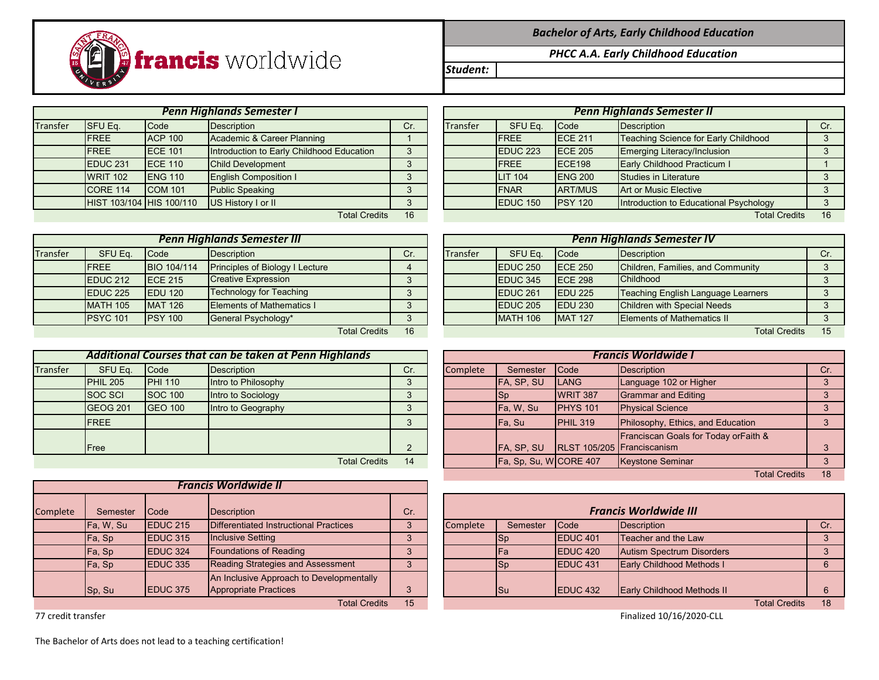**francis worldwide**

## Bachelor of Arts, Early Childhood Education

### PHCC A.A. Early Childhood Education

**Student:**

### Penn Highlands Semester I

| Transfer | SFU Eq. | Code | Description | Cr. |
|---|---|---|---|---|
| | FREE | ACP 100 | Academic & Career Planning | 1 |
| | FREE | ECE 101 | Introduction to Early Childhood Education | 3 |
| | EDUC 231 | ECE 110 | Child Development | 3 |
| | WRIT 102 | ENG 110 | English Composition I | 3 |
| | CORE 114 | COM 101 | Public Speaking | 3 |
| | HIST 103/104 | HIS 100/110 | US History I or II | 3 |
| | | | Total Credits | 16 |

### Penn Highlands Semester II

| Transfer | SFU Eq. | Code | Description | Cr. |
|---|---|---|---|---|
| | FREE | ECE 211 | Teaching Science for Early Childhood | 3 |
| | EDUC 223 | ECE 205 | Emerging Literacy/Inclusion | 3 |
| | FREE | ECE198 | Early Childhood Practicum I | 1 |
| | LIT 104 | ENG 200 | Studies in Literature | 3 |
| | FNAR | ART/MUS | Art or Music Elective | 3 |
| | EDUC 150 | PSY 120 | Introduction to Educational Psychology | 3 |
| | | | Total Credits | 16 |

### Penn Highlands Semester III

| Transfer | SFU Eq. | Code | Description | Cr. |
|---|---|---|---|---|
| | FREE | BIO 104/114 | Principles of Biology I Lecture | 4 |
| | EDUC 212 | ECE 215 | Creative Expression | 3 |
| | EDUC 225 | EDU 120 | Technology for Teaching | 3 |
| | MATH 105 | MAT 126 | Elements of Mathematics I | 3 |
| | PSYC 101 | PSY 100 | General Psychology* | 3 |
| | | | Total Credits | 16 |

### Penn Highlands Semester IV

| Transfer | SFU Eq. | Code | Description | Cr. |
|---|---|---|---|---|
| | EDUC 250 | ECE 250 | Children, Families, and Community | 3 |
| | EDUC 345 | ECE 298 | Childhood | 3 |
| | EDUC 261 | EDU 225 | Teaching English Language Learners | 3 |
| | EDUC 205 | EDU 230 | Children with Special Needs | 3 |
| | MATH 106 | MAT 127 | Elements of Mathematics II | 3 |
| | | | Total Credits | 15 |

### Additional Courses that can be taken at Penn Highlands

| Transfer | SFU Eq. | Code | Description | Cr. |
|---|---|---|---|---|
| | PHIL 205 | PHI 110 | Intro to Philosophy | 3 |
| | SOC SCI | SOC 100 | Intro to Sociology | 3 |
| | GEOG 201 | GEO 100 | Intro to Geography | 3 |
| | FREE | | | 3 |
| | Free | | | 2 |
| | | | Total Credits | 14 |

### Francis Worldwide I

| Complete | Semester | Code | Description | Cr. |
|---|---|---|---|---|
| | FA, SP, SU | LANG | Language 102 or Higher | 3 |
| | Sp | WRIT 387 | Grammar and Editing | 3 |
| | Fa, W, Su | PHYS 101 | Physical Science | 3 |
| | Fa, Su | PHIL 319 | Philosophy, Ethics, and Education | 3 |
| | FA, SP, SU | RLST 105/205 | Franciscan Goals for Today orFaith & Franciscanism | 3 |
| | Fa, Sp, Su, W | CORE 407 | Keystone Seminar | 3 |
| | | | Total Credits | 18 |

### Francis Worldwide II

| Complete | Semester | Code | Description | Cr. |
|---|---|---|---|---|
| | Fa, W, Su | EDUC 215 | Differentiated Instructional Practices | 3 |
| | Fa, Sp | EDUC 315 | Inclusive Setting | 3 |
| | Fa, Sp | EDUC 324 | Foundations of Reading | 3 |
| | Fa, Sp | EDUC 335 | Reading Strategies and Assessment | 3 |
| | Sp, Su | EDUC 375 | An Inclusive Approach to Developmentally Appropriate Practices | 3 |
| | | | Total Credits | 15 |

### Francis Worldwide III

| Complete | Semester | Code | Description | Cr. |
|---|---|---|---|---|
| | Sp | EDUC 401 | Teacher and the Law | 3 |
| | Fa | EDUC 420 | Autism Spectrum Disorders | 3 |
| | Sp | EDUC 431 | Early Childhood Methods I | 6 |
| | Su | EDUC 432 | Early Childhood Methods II | 6 |
| | | | Total Credits | 18 |

77 credit transfer

Finalized 10/16/2020-CLL

The Bachelor of Arts does not lead to a teaching certification!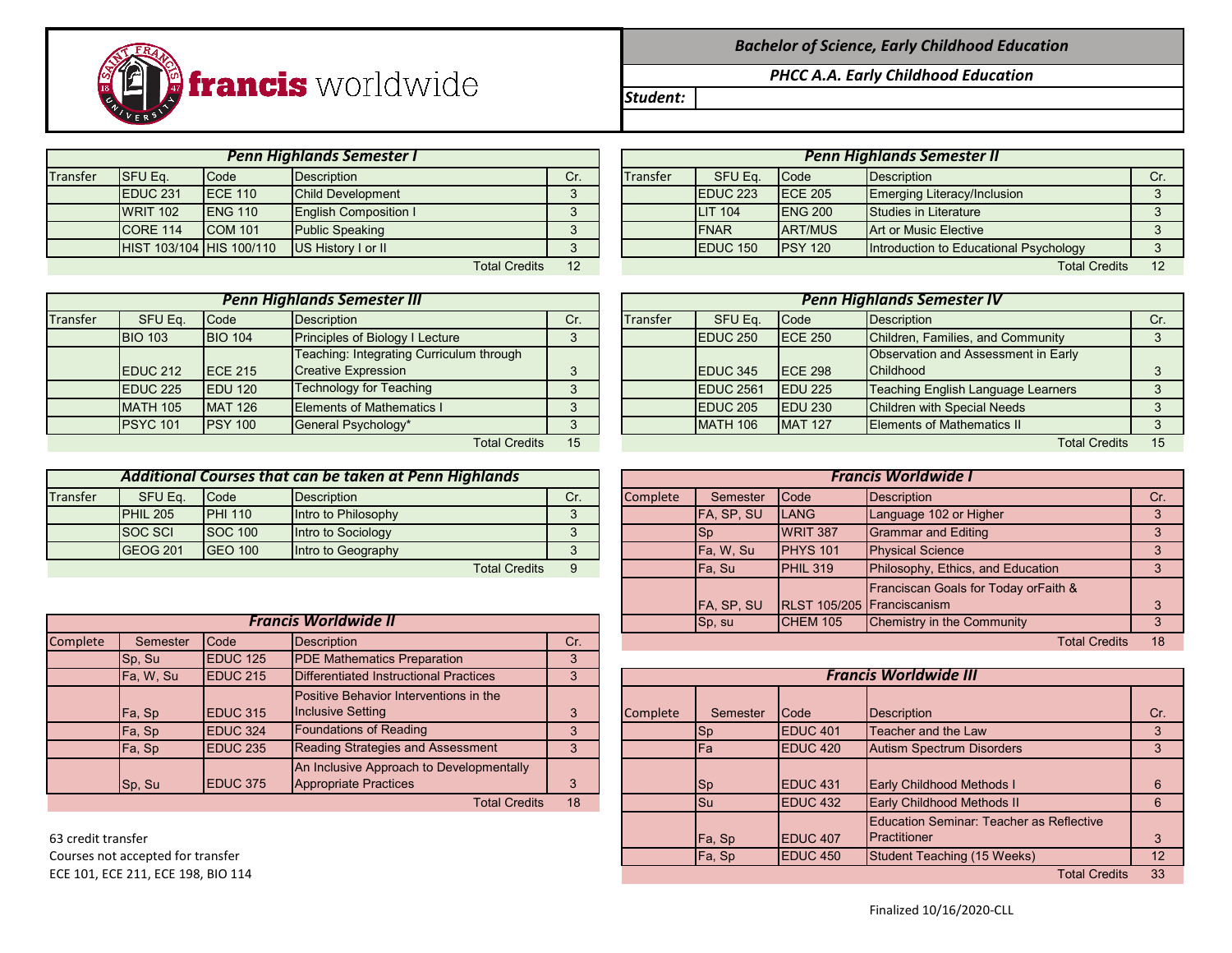**francis worldwide**

## Bachelor of Science, Early Childhood Education

### PHCC A.A. Early Childhood Education

**Student:**

### Penn Highlands Semester I

| Transfer | SFU Eq. | Code | Description | Cr. |
|---|---|---|---|---|
| | EDUC 231 | ECE 110 | Child Development | 3 |
| | WRIT 102 | ENG 110 | English Composition I | 3 |
| | CORE 114 | COM 101 | Public Speaking | 3 |
| | HIST 103/104 | HIS 100/110 | US History I or II | 3 |
| | | | Total Credits | 12 |

### Penn Highlands Semester II

| Transfer | SFU Eq. | Code | Description | Cr. |
|---|---|---|---|---|
| | EDUC 223 | ECE 205 | Emerging Literacy/Inclusion | 3 |
| | LIT 104 | ENG 200 | Studies in Literature | 3 |
| | FNAR | ART/MUS | Art or Music Elective | 3 |
| | EDUC 150 | PSY 120 | Introduction to Educational Psychology | 3 |
| | | | Total Credits | 12 |

### Penn Highlands Semester III

| Transfer | SFU Eq. | Code | Description | Cr. |
|---|---|---|---|---|
| | BIO 103 | BIO 104 | Principles of Biology I Lecture | 3 |
| | EDUC 212 | ECE 215 | Teaching: Integrating Curriculum through Creative Expression | 3 |
| | EDUC 225 | EDU 120 | Technology for Teaching | 3 |
| | MATH 105 | MAT 126 | Elements of Mathematics I | 3 |
| | PSYC 101 | PSY 100 | General Psychology* | 3 |
| | | | Total Credits | 15 |

### Penn Highlands Semester IV

| Transfer | SFU Eq. | Code | Description | Cr. |
|---|---|---|---|---|
| | EDUC 250 | ECE 250 | Children, Families, and Community | 3 |
| | EDUC 345 | ECE 298 | Observation and Assessment in Early Childhood | 3 |
| | EDUC 2561 | EDU 225 | Teaching English Language Learners | 3 |
| | EDUC 205 | EDU 230 | Children with Special Needs | 3 |
| | MATH 106 | MAT 127 | Elements of Mathematics II | 3 |
| | | | Total Credits | 15 |

### Additional Courses that can be taken at Penn Highlands

| Transfer | SFU Eq. | Code | Description | Cr. |
|---|---|---|---|---|
| | PHIL 205 | PHI 110 | Intro to Philosophy | 3 |
| | SOC SCI | SOC 100 | Intro to Sociology | 3 |
| | GEOG 201 | GEO 100 | Intro to Geography | 3 |
| | | | Total Credits | 9 |

### Francis Worldwide I

| Complete | Semester | Code | Description | Cr. |
|---|---|---|---|---|
| | FA, SP, SU | LANG | Language 102 or Higher | 3 |
| | Sp | WRIT 387 | Grammar and Editing | 3 |
| | Fa, W, Su | PHYS 101 | Physical Science | 3 |
| | Fa, Su | PHIL 319 | Philosophy, Ethics, and Education | 3 |
| | FA, SP, SU | RLST 105/205 | Franciscan Goals for Today orFaith & Franciscanism | 3 |
| | Sp, su | CHEM 105 | Chemistry in the Community | 3 |
| | | | Total Credits | 18 |

### Francis Worldwide II

| Complete | Semester | Code | Description | Cr. |
|---|---|---|---|---|
| | Sp, Su | EDUC 125 | PDE Mathematics Preparation | 3 |
| | Fa, W, Su | EDUC 215 | Differentiated Instructional Practices | 3 |
| | Fa, Sp | EDUC 315 | Positive Behavior Interventions in the Inclusive Setting | 3 |
| | Fa, Sp | EDUC 324 | Foundations of Reading | 3 |
| | Fa, Sp | EDUC 235 | Reading Strategies and Assessment | 3 |
| | Sp, Su | EDUC 375 | An Inclusive Approach to Developmentally Appropriate Practices | 3 |
| | | | Total Credits | 18 |

### Francis Worldwide III

| Complete | Semester | Code | Description | Cr. |
|---|---|---|---|---|
| | Sp | EDUC 401 | Teacher and the Law | 3 |
| | Fa | EDUC 420 | Autism Spectrum Disorders | 3 |
| | Sp | EDUC 431 | Early Childhood Methods I | 6 |
| | Su | EDUC 432 | Early Childhood Methods II | 6 |
| | Fa, Sp | EDUC 407 | Education Seminar: Teacher as Reflective Practitioner | 3 |
| | Fa, Sp | EDUC 450 | Student Teaching (15 Weeks) | 12 |
| | | | Total Credits | 33 |

63 credit transfer

Courses not accepted for transfer

ECE 101, ECE 211, ECE 198, BIO 114

Finalized 10/16/2020-CLL